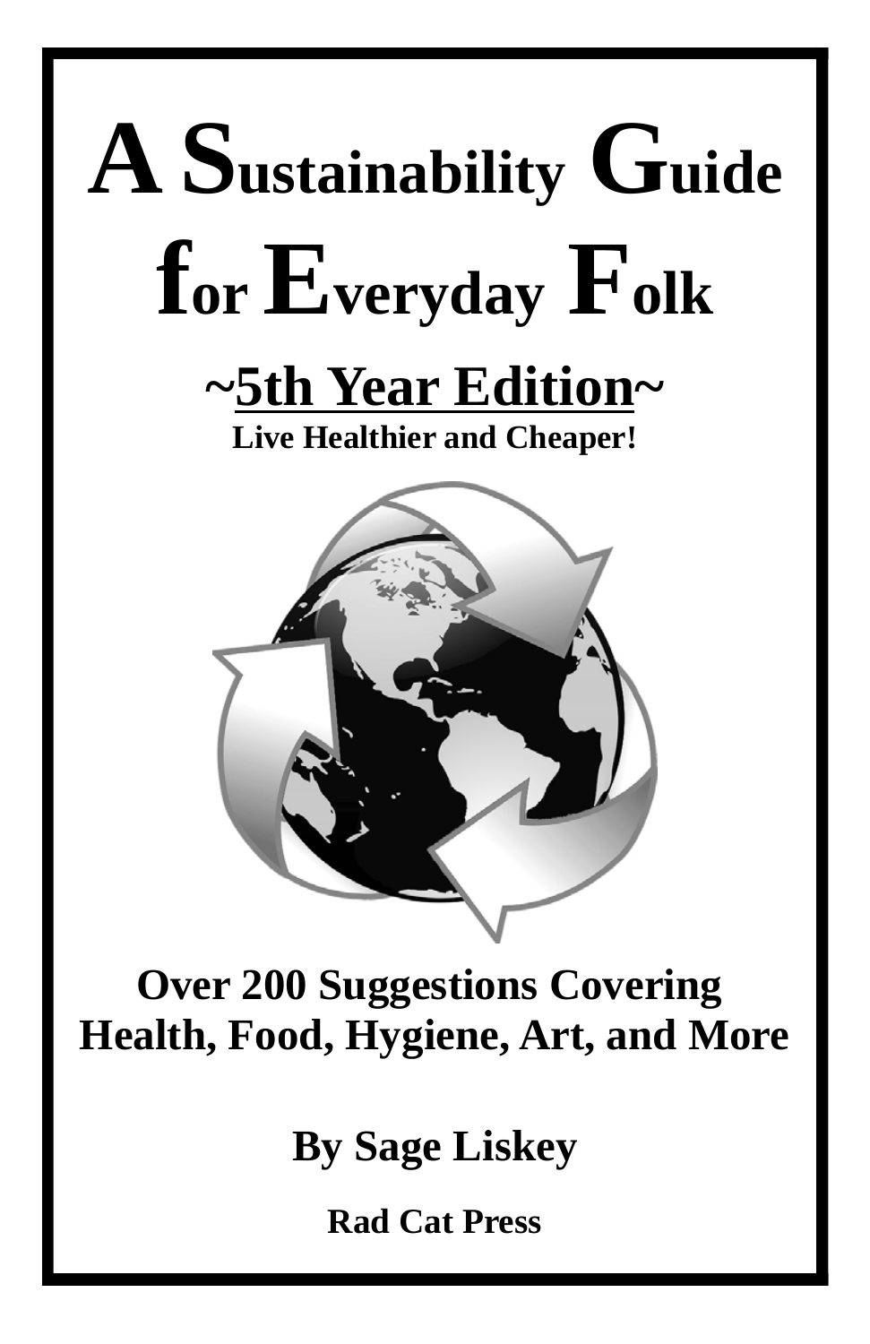# A Sustainability Guide for Everyday Folk

## ~5th Year Edition~

**Live Healthier and Cheaper!**

**Over 200 Suggestions Covering Health, Food, Hygiene, Art, and More**

**By Sage Liskey**

**Rad Cat Press**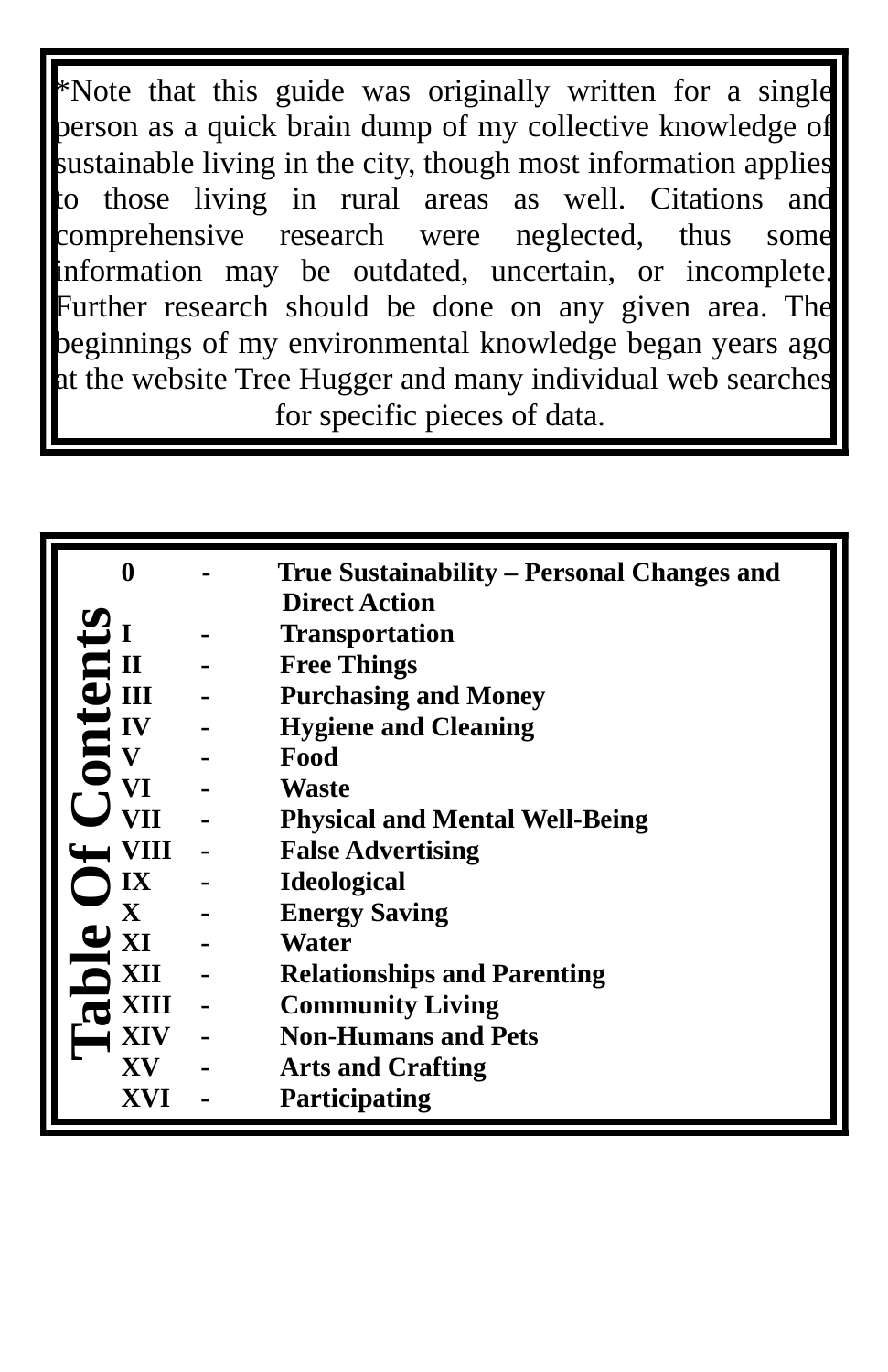*Note that this guide was originally written for a single person as a quick brain dump of my collective knowledge of sustainable living in the city, though most information applies to those living in rural areas as well. Citations and comprehensive research were neglected, thus some information may be outdated, uncertain, or incomplete. Further research should be done on any given area. The beginnings of my environmental knowledge began years ago at the website Tree Hugger and many individual web searches for specific pieces of data.

# Table Of Contents

| | | |
|---|---|---|
| **0** | **-** | **True Sustainability – Personal Changes and Direct Action** |
| **I** | **-** | **Transportation** |
| **II** | **-** | **Free Things** |
| **III** | **-** | **Purchasing and Money** |
| **IV** | **-** | **Hygiene and Cleaning** |
| **V** | **-** | **Food** |
| **VI** | **-** | **Waste** |
| **VII** | **-** | **Physical and Mental Well-Being** |
| **VIII** | **-** | **False Advertising** |
| **IX** | **-** | **Ideological** |
| **X** | **-** | **Energy Saving** |
| **XI** | **-** | **Water** |
| **XII** | **-** | **Relationships and Parenting** |
| **XIII** | **-** | **Community Living** |
| **XIV** | **-** | **Non-Humans and Pets** |
| **XV** | **-** | **Arts and Crafting** |
| **XVI** | **-** | **Participating** |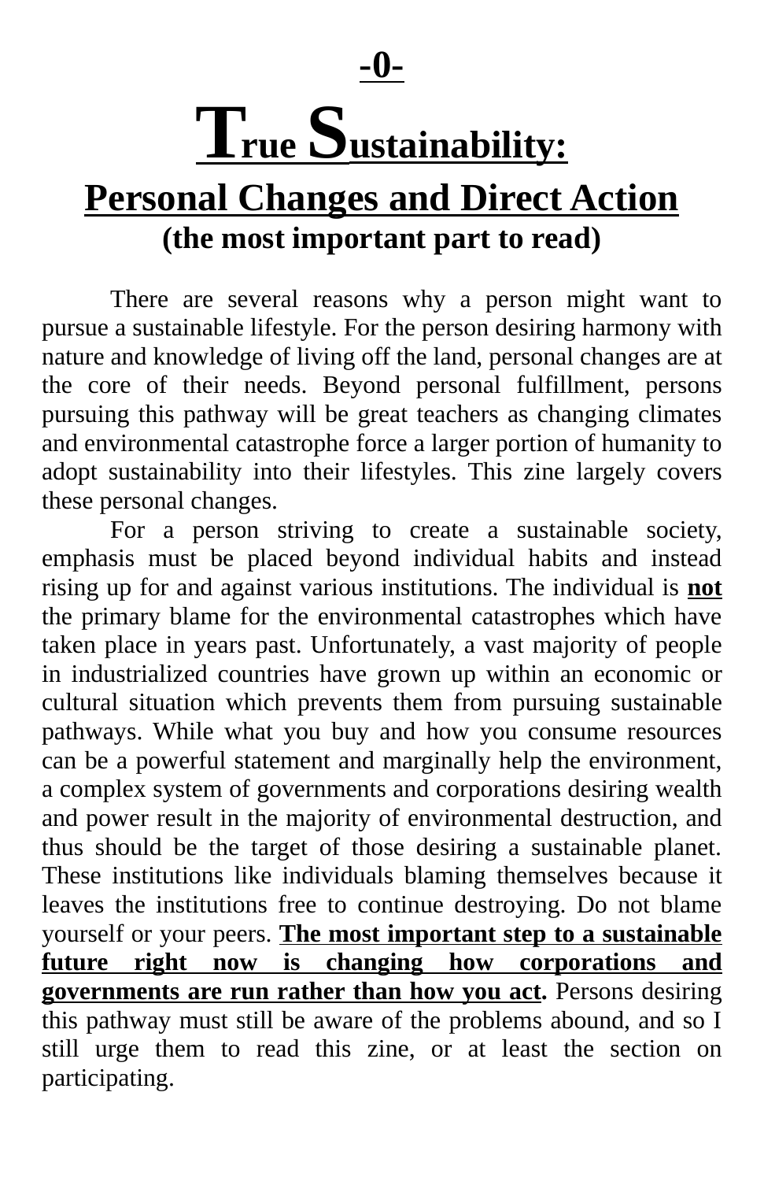# -0-

# True Sustainability:

## Personal Changes and Direct Action

### (the most important part to read)

There are several reasons why a person might want to pursue a sustainable lifestyle. For the person desiring harmony with nature and knowledge of living off the land, personal changes are at the core of their needs. Beyond personal fulfillment, persons pursuing this pathway will be great teachers as changing climates and environmental catastrophe force a larger portion of humanity to adopt sustainability into their lifestyles. This zine largely covers these personal changes.

For a person striving to create a sustainable society, emphasis must be placed beyond individual habits and instead rising up for and against various institutions. The individual is **not** the primary blame for the environmental catastrophes which have taken place in years past. Unfortunately, a vast majority of people in industrialized countries have grown up within an economic or cultural situation which prevents them from pursuing sustainable pathways. While what you buy and how you consume resources can be a powerful statement and marginally help the environment, a complex system of governments and corporations desiring wealth and power result in the majority of environmental destruction, and thus should be the target of those desiring a sustainable planet. These institutions like individuals blaming themselves because it leaves the institutions free to continue destroying. Do not blame yourself or your peers. **The most important step to a sustainable future right now is changing how corporations and governments are run rather than how you act.** Persons desiring this pathway must still be aware of the problems abound, and so I still urge them to read this zine, or at least the section on participating.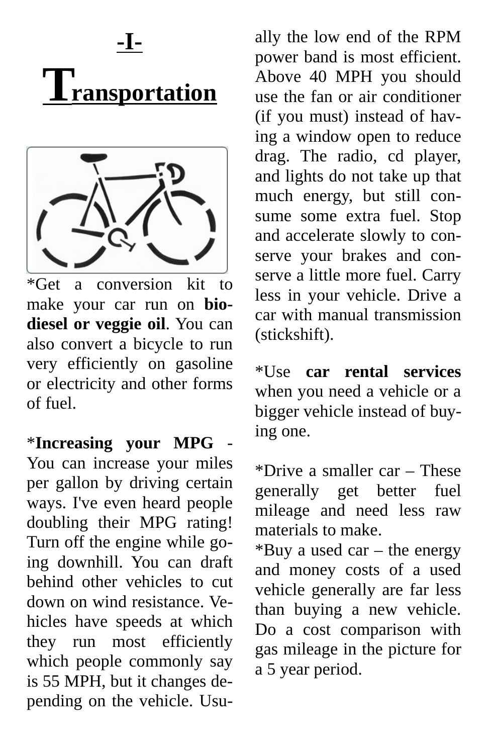# -I-

# Transportation

*Get a conversion kit to make your car run on **bio-diesel or veggie oil**. You can also convert a bicycle to run very efficiently on gasoline or electricity and other forms of fuel.

***Increasing your MPG** - You can increase your miles per gallon by driving certain ways. I've even heard people doubling their MPG rating! Turn off the engine while going downhill. You can draft behind other vehicles to cut down on wind resistance. Vehicles have speeds at which they run most efficiently which people commonly say is 55 MPH, but it changes depending on the vehicle. Usually the low end of the RPM power band is most efficient. Above 40 MPH you should use the fan or air conditioner (if you must) instead of having a window open to reduce drag. The radio, cd player, and lights do not take up that much energy, but still consume some extra fuel. Stop and accelerate slowly to conserve your brakes and conserve a little more fuel. Carry less in your vehicle. Drive a car with manual transmission (stickshift).

*Use **car rental services** when you need a vehicle or a bigger vehicle instead of buying one.

*Drive a smaller car – These generally get better fuel mileage and need less raw materials to make.

*Buy a used car – the energy and money costs of a used vehicle generally are far less than buying a new vehicle. Do a cost comparison with gas mileage in the picture for a 5 year period.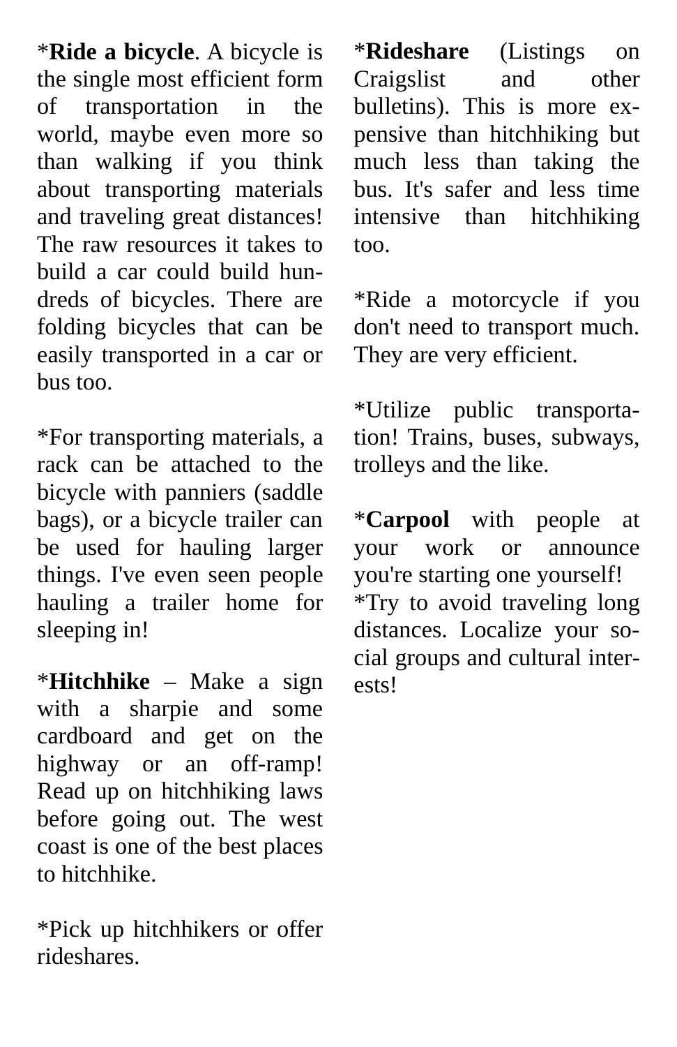*__Ride a bicycle__. A bicycle is the single most efficient form of transportation in the world, maybe even more so than walking if you think about transporting materials and traveling great distances! The raw resources it takes to build a car could build hundreds of bicycles. There are folding bicycles that can be easily transported in a car or bus too.

*For transporting materials, a rack can be attached to the bicycle with panniers (saddle bags), or a bicycle trailer can be used for hauling larger things. I've even seen people hauling a trailer home for sleeping in!

*__Hitchhike__ – Make a sign with a sharpie and some cardboard and get on the highway or an off-ramp! Read up on hitchhiking laws before going out. The west coast is one of the best places to hitchhike.

*Pick up hitchhikers or offer rideshares.

*__Rideshare__ (Listings on Craigslist and other bulletins). This is more expensive than hitchhiking but much less than taking the bus. It's safer and less time intensive than hitchhiking too.

*Ride a motorcycle if you don't need to transport much. They are very efficient.

*Utilize public transportation! Trains, buses, subways, trolleys and the like.

*__Carpool__ with people at your work or announce you're starting one yourself!

*Try to avoid traveling long distances. Localize your social groups and cultural interests!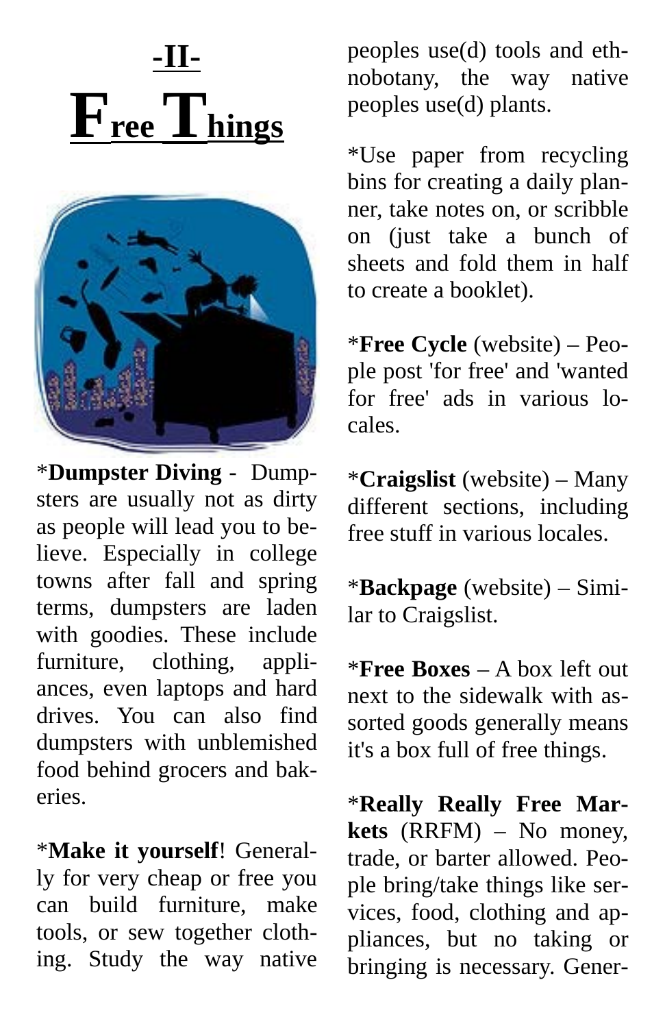# -II-

# Free Things

*​**Dumpster Diving** - Dumpsters are usually not as dirty as people will lead you to believe. Especially in college towns after fall and spring terms, dumpsters are laden with goodies. These include furniture, clothing, appliances, even laptops and hard drives. You can also find dumpsters with unblemished food behind grocers and bakeries.

*​**Make it yourself**! Generally for very cheap or free you can build furniture, make tools, or sew together clothing. Study the way native peoples use(d) tools and ethnobotany, the way native peoples use(d) plants.

*Use paper from recycling bins for creating a daily planner, take notes on, or scribble on (just take a bunch of sheets and fold them in half to create a booklet).

*​**Free Cycle** (website) – People post 'for free' and 'wanted for free' ads in various locales.

*​**Craigslist** (website) – Many different sections, including free stuff in various locales.

*​**Backpage** (website) – Similar to Craigslist.

*​**Free Boxes** – A box left out next to the sidewalk with assorted goods generally means it's a box full of free things.

*​**Really Really Free Markets** (RRFM) – No money, trade, or barter allowed. People bring/take things like services, food, clothing and appliances, but no taking or bringing is necessary. Gener-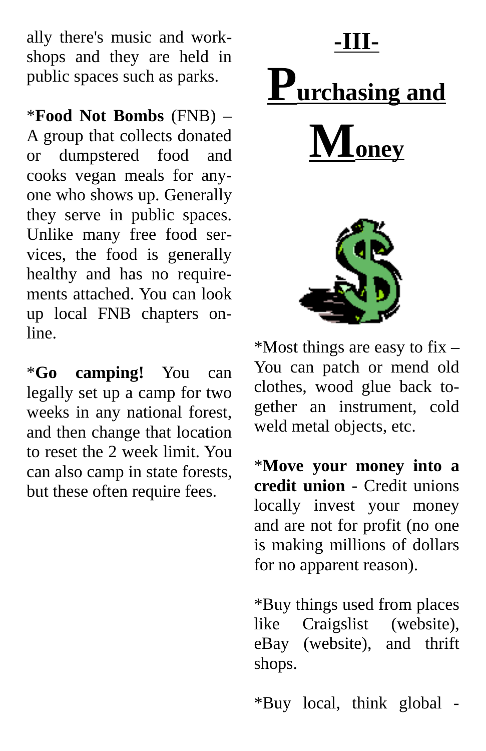ally there's music and workshops and they are held in public spaces such as parks.

*Food Not Bombs (FNB) – A group that collects donated or dumpstered food and cooks vegan meals for anyone who shows up. Generally they serve in public spaces. Unlike many free food services, the food is generally healthy and has no requirements attached. You can look up local FNB chapters online.

*Go camping! You can legally set up a camp for two weeks in any national forest, and then change that location to reset the 2 week limit. You can also camp in state forests, but these often require fees.

# -III-

# Purchasing and Money

*Most things are easy to fix – You can patch or mend old clothes, wood glue back together an instrument, cold weld metal objects, etc.

*Move your money into a credit union - Credit unions locally invest your money and are not for profit (no one is making millions of dollars for no apparent reason).

*Buy things used from places like Craigslist (website), eBay (website), and thrift shops.

*Buy local, think global -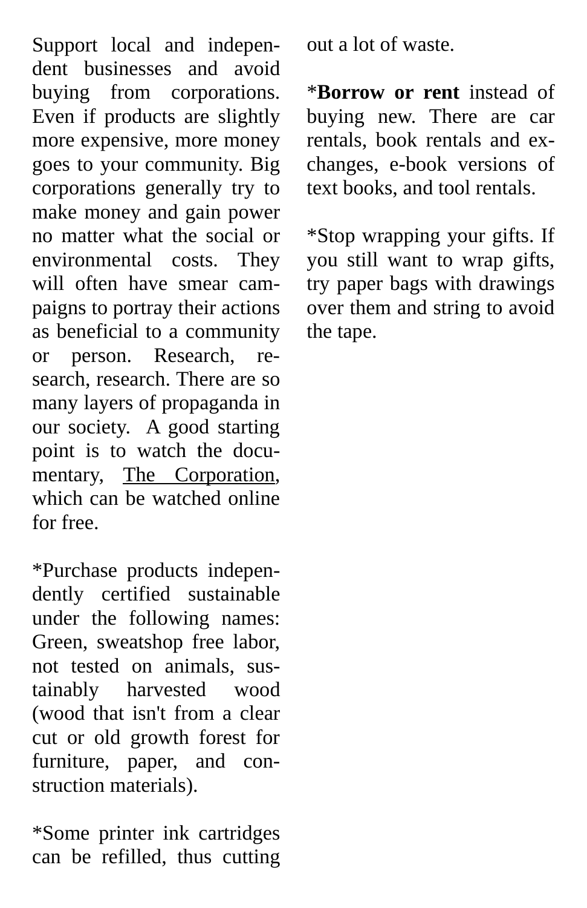Support local and independent businesses and avoid buying from corporations. Even if products are slightly more expensive, more money goes to your community. Big corporations generally try to make money and gain power no matter what the social or environmental costs. They will often have smear campaigns to portray their actions as beneficial to a community or person. Research, research, research. There are so many layers of propaganda in our society. A good starting point is to watch the documentary, The Corporation, which can be watched online for free.

*Purchase products independently certified sustainable under the following names: Green, sweatshop free labor, not tested on animals, sustainably harvested wood (wood that isn't from a clear cut or old growth forest for furniture, paper, and construction materials).

*Some printer ink cartridges can be refilled, thus cutting out a lot of waste.

***Borrow or rent** instead of buying new. There are car rentals, book rentals and exchanges, e-book versions of text books, and tool rentals.

*Stop wrapping your gifts. If you still want to wrap gifts, try paper bags with drawings over them and string to avoid the tape.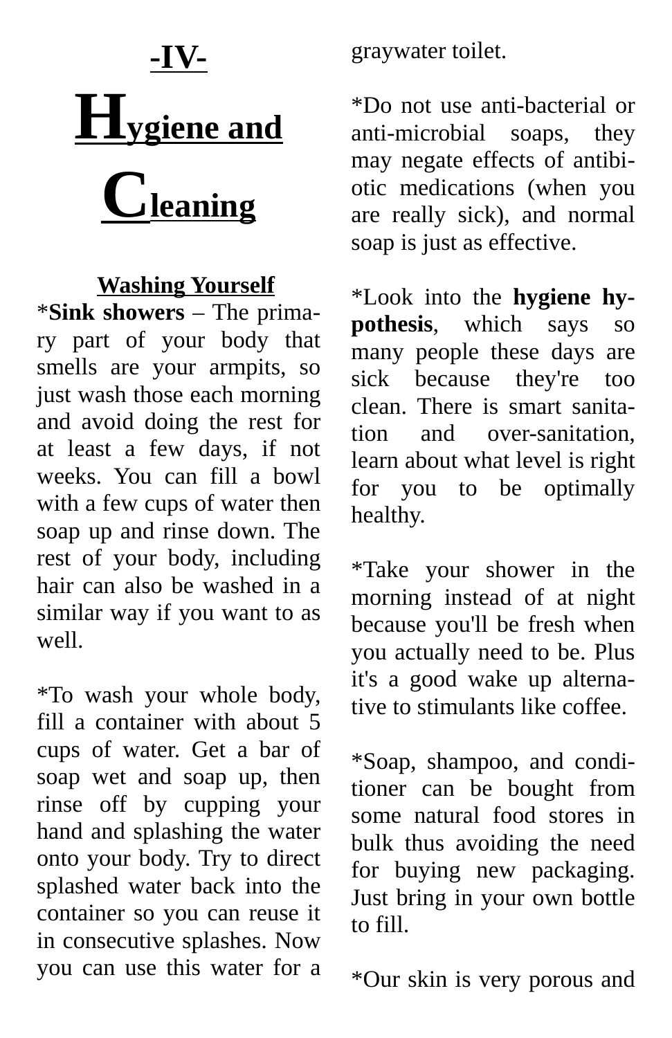# -IV-

# Hygiene and Cleaning

## Washing Yourself

*Sink showers – The primary part of your body that smells are your armpits, so just wash those each morning and avoid doing the rest for at least a few days, if not weeks. You can fill a bowl with a few cups of water then soap up and rinse down. The rest of your body, including hair can also be washed in a similar way if you want to as well.

*To wash your whole body, fill a container with about 5 cups of water. Get a bar of soap wet and soap up, then rinse off by cupping your hand and splashing the water onto your body. Try to direct splashed water back into the container so you can reuse it in consecutive splashes. Now you can use this water for a graywater toilet.

*Do not use anti-bacterial or anti-microbial soaps, they may negate effects of antibiotic medications (when you are really sick), and normal soap is just as effective.

*Look into the **hygiene hypothesis**, which says so many people these days are sick because they're too clean. There is smart sanitation and over-sanitation, learn about what level is right for you to be optimally healthy.

*Take your shower in the morning instead of at night because you'll be fresh when you actually need to be. Plus it's a good wake up alternative to stimulants like coffee.

*Soap, shampoo, and conditioner can be bought from some natural food stores in bulk thus avoiding the need for buying new packaging. Just bring in your own bottle to fill.

*Our skin is very porous and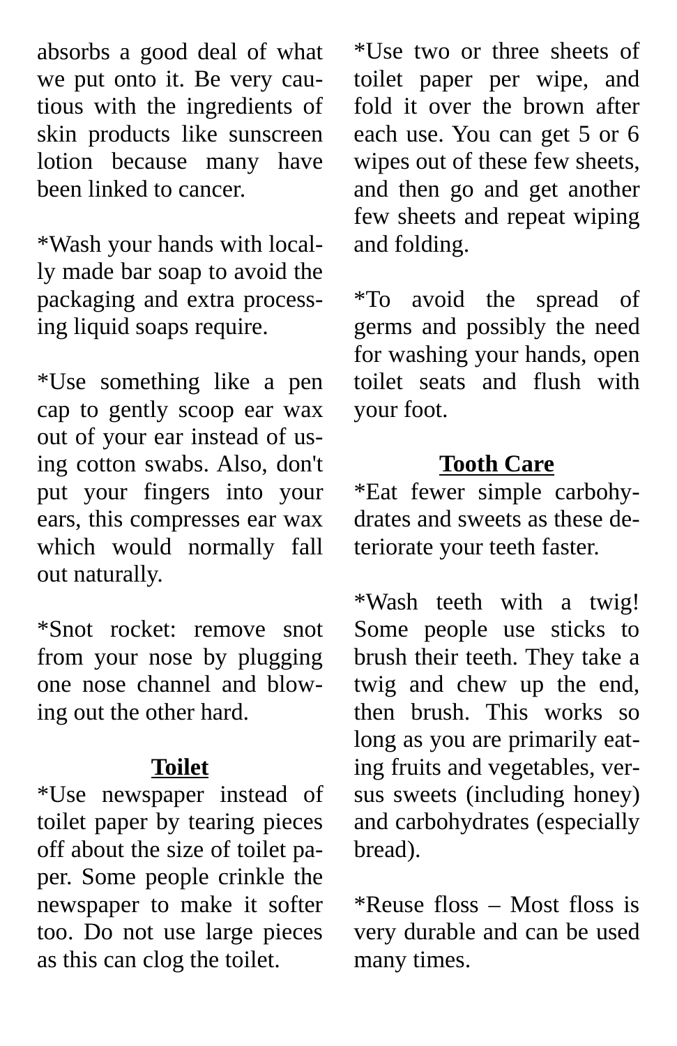absorbs a good deal of what we put onto it. Be very cautious with the ingredients of skin products like sunscreen lotion because many have been linked to cancer.

*Wash your hands with locally made bar soap to avoid the packaging and extra processing liquid soaps require.

*Use something like a pen cap to gently scoop ear wax out of your ear instead of using cotton swabs. Also, don't put your fingers into your ears, this compresses ear wax which would normally fall out naturally.

*Snot rocket: remove snot from your nose by plugging one nose channel and blowing out the other hard.

## Toilet

*Use newspaper instead of toilet paper by tearing pieces off about the size of toilet paper. Some people crinkle the newspaper to make it softer too. Do not use large pieces as this can clog the toilet.

*Use two or three sheets of toilet paper per wipe, and fold it over the brown after each use. You can get 5 or 6 wipes out of these few sheets, and then go and get another few sheets and repeat wiping and folding.

*To avoid the spread of germs and possibly the need for washing your hands, open toilet seats and flush with your foot.

## Tooth Care

*Eat fewer simple carbohydrates and sweets as these deteriorate your teeth faster.

*Wash teeth with a twig! Some people use sticks to brush their teeth. They take a twig and chew up the end, then brush. This works so long as you are primarily eating fruits and vegetables, versus sweets (including honey) and carbohydrates (especially bread).

*Reuse floss – Most floss is very durable and can be used many times.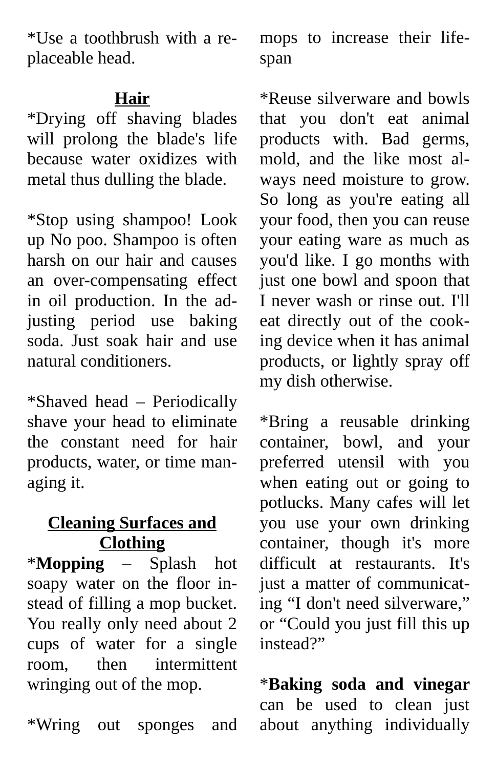*Use a toothbrush with a replaceable head.

### Hair

*Drying off shaving blades will prolong the blade's life because water oxidizes with metal thus dulling the blade.

*Stop using shampoo! Look up No poo. Shampoo is often harsh on our hair and causes an over-compensating effect in oil production. In the adjusting period use baking soda. Just soak hair and use natural conditioners.

*Shaved head – Periodically shave your head to eliminate the constant need for hair products, water, or time managing it.

### Cleaning Surfaces and Clothing

***Mopping** – Splash hot soapy water on the floor instead of filling a mop bucket. You really only need about 2 cups of water for a single room, then intermittent wringing out of the mop.

*Wring out sponges and mops to increase their lifespan

*Reuse silverware and bowls that you don't eat animal products with. Bad germs, mold, and the like most always need moisture to grow. So long as you're eating all your food, then you can reuse your eating ware as much as you'd like. I go months with just one bowl and spoon that I never wash or rinse out. I'll eat directly out of the cooking device when it has animal products, or lightly spray off my dish otherwise.

*Bring a reusable drinking container, bowl, and your preferred utensil with you when eating out or going to potlucks. Many cafes will let you use your own drinking container, though it's more difficult at restaurants. It's just a matter of communicating “I don't need silverware,” or “Could you just fill this up instead?”

***Baking soda and vinegar** can be used to clean just about anything individually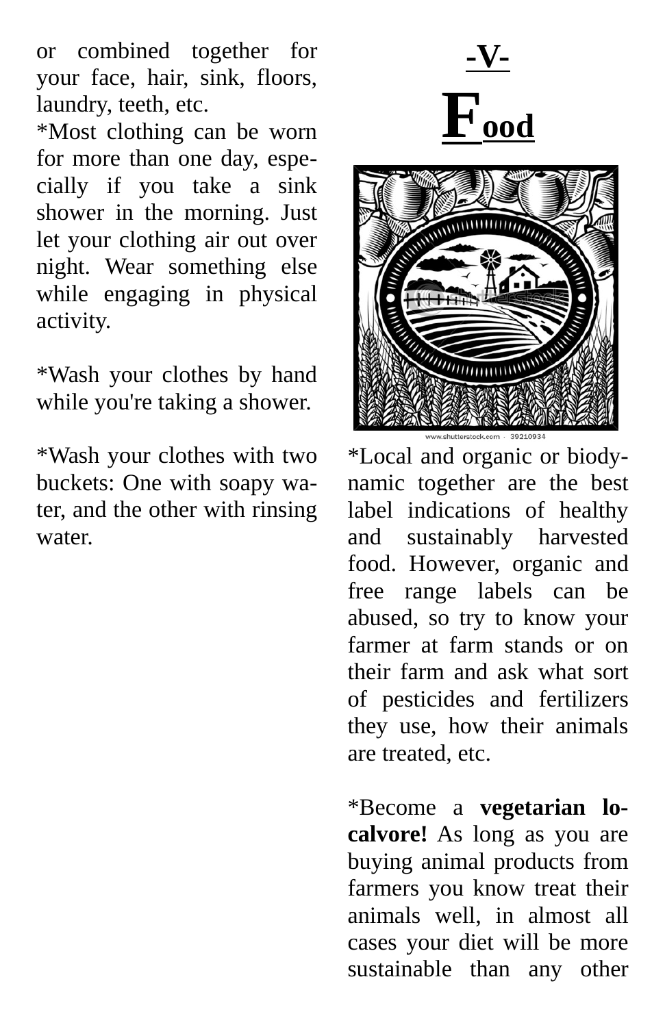or combined together for your face, hair, sink, floors, laundry, teeth, etc.

*Most clothing can be worn for more than one day, especially if you take a sink shower in the morning. Just let your clothing air out over night. Wear something else while engaging in physical activity.

*Wash your clothes by hand while you're taking a shower.

*Wash your clothes with two buckets: One with soapy water, and the other with rinsing water.

# -V-

# Food

*Local and organic or biodynamic together are the best label indications of healthy and sustainably harvested food. However, organic and free range labels can be abused, so try to know your farmer at farm stands or on their farm and ask what sort of pesticides and fertilizers they use, how their animals are treated, etc.

*Become a **vegetarian locavore!** As long as you are buying animal products from farmers you know treat their animals well, in almost all cases your diet will be more sustainable than any other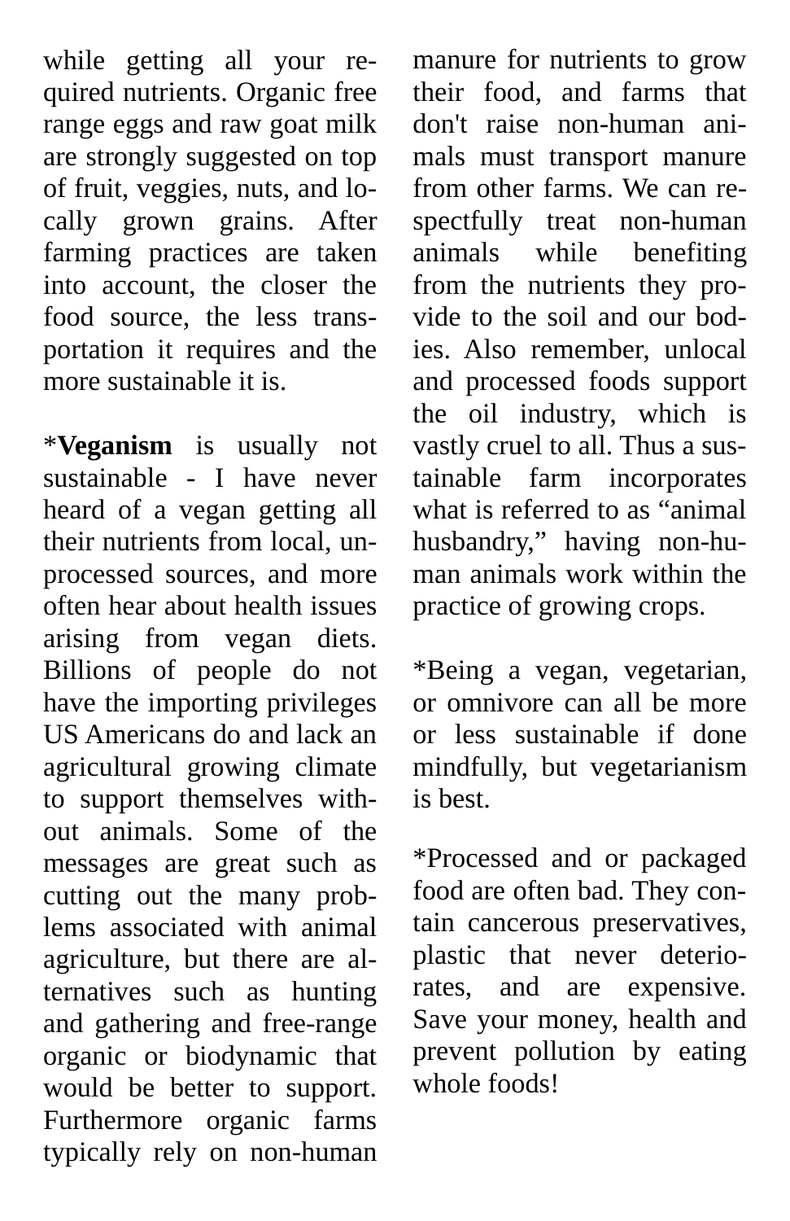while getting all your required nutrients. Organic free range eggs and raw goat milk are strongly suggested on top of fruit, veggies, nuts, and locally grown grains. After farming practices are taken into account, the closer the food source, the less transportation it requires and the more sustainable it is.

*​**Veganism** is usually not sustainable - I have never heard of a vegan getting all their nutrients from local, unprocessed sources, and more often hear about health issues arising from vegan diets. Billions of people do not have the importing privileges US Americans do and lack an agricultural growing climate to support themselves without animals. Some of the messages are great such as cutting out the many problems associated with animal agriculture, but there are alternatives such as hunting and gathering and free-range organic or biodynamic that would be better to support. Furthermore organic farms typically rely on non-human manure for nutrients to grow their food, and farms that don't raise non-human animals must transport manure from other farms. We can respectfully treat non-human animals while benefiting from the nutrients they provide to the soil and our bodies. Also remember, unlocal and processed foods support the oil industry, which is vastly cruel to all. Thus a sustainable farm incorporates what is referred to as "animal husbandry," having non-human animals work within the practice of growing crops.

*Being a vegan, vegetarian, or omnivore can all be more or less sustainable if done mindfully, but vegetarianism is best.

*Processed and or packaged food are often bad. They contain cancerous preservatives, plastic that never deteriorates, and are expensive. Save your money, health and prevent pollution by eating whole foods!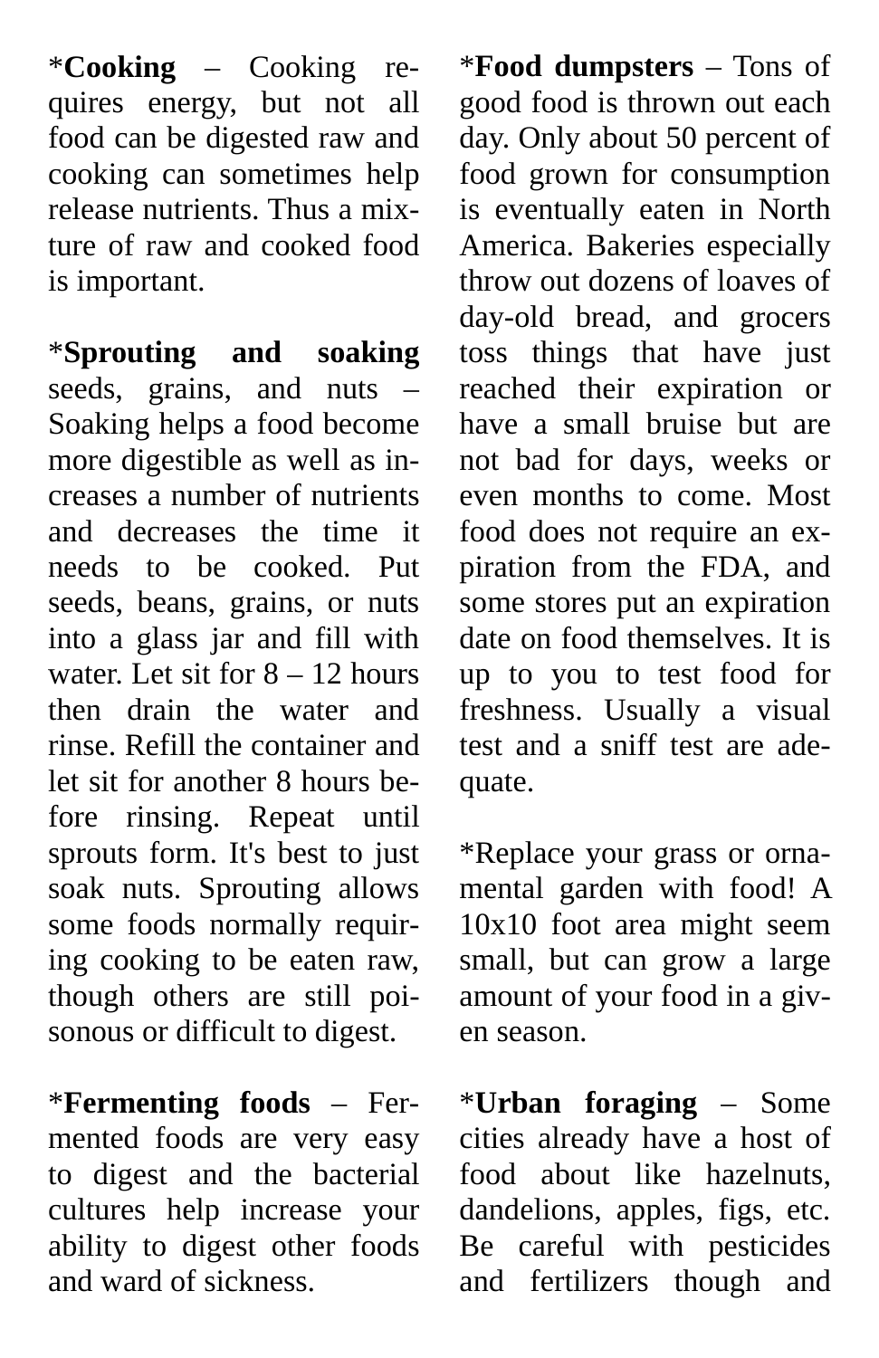*​**Cooking** – Cooking requires energy, but not all food can be digested raw and cooking can sometimes help release nutrients. Thus a mixture of raw and cooked food is important.

*​**Sprouting and soaking** seeds, grains, and nuts – Soaking helps a food become more digestible as well as increases a number of nutrients and decreases the time it needs to be cooked. Put seeds, beans, grains, or nuts into a glass jar and fill with water. Let sit for 8 – 12 hours then drain the water and rinse. Refill the container and let sit for another 8 hours before rinsing. Repeat until sprouts form. It's best to just soak nuts. Sprouting allows some foods normally requiring cooking to be eaten raw, though others are still poisonous or difficult to digest.

*​**Fermenting foods** – Fermented foods are very easy to digest and the bacterial cultures help increase your ability to digest other foods and ward of sickness.

*​**Food dumpsters** – Tons of good food is thrown out each day. Only about 50 percent of food grown for consumption is eventually eaten in North America. Bakeries especially throw out dozens of loaves of day-old bread, and grocers toss things that have just reached their expiration or have a small bruise but are not bad for days, weeks or even months to come. Most food does not require an expiration from the FDA, and some stores put an expiration date on food themselves. It is up to you to test food for freshness. Usually a visual test and a sniff test are adequate.

*Replace your grass or ornamental garden with food! A 10x10 foot area might seem small, but can grow a large amount of your food in a given season.

*​**Urban foraging** – Some cities already have a host of food about like hazelnuts, dandelions, apples, figs, etc. Be careful with pesticides and fertilizers though and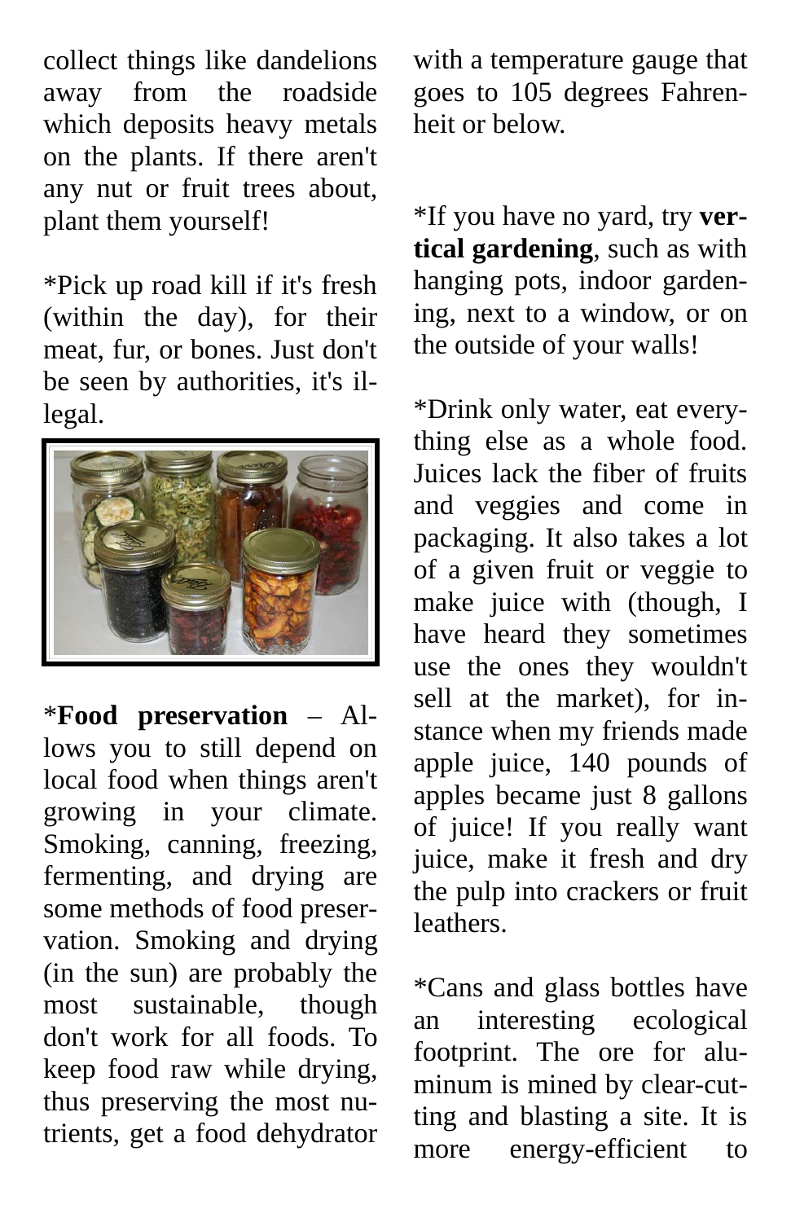collect things like dandelions away from the roadside which deposits heavy metals on the plants. If there aren't any nut or fruit trees about, plant them yourself!

*Pick up road kill if it's fresh (within the day), for their meat, fur, or bones. Just don't be seen by authorities, it's illegal.

***Food preservation** – Allows you to still depend on local food when things aren't growing in your climate. Smoking, canning, freezing, fermenting, and drying are some methods of food preservation. Smoking and drying (in the sun) are probably the most sustainable, though don't work for all foods. To keep food raw while drying, thus preserving the most nutrients, get a food dehydrator with a temperature gauge that goes to 105 degrees Fahrenheit or below.

*If you have no yard, try **vertical gardening**, such as with hanging pots, indoor gardening, next to a window, or on the outside of your walls!

*Drink only water, eat everything else as a whole food. Juices lack the fiber of fruits and veggies and come in packaging. It also takes a lot of a given fruit or veggie to make juice with (though, I have heard they sometimes use the ones they wouldn't sell at the market), for instance when my friends made apple juice, 140 pounds of apples became just 8 gallons of juice! If you really want juice, make it fresh and dry the pulp into crackers or fruit leathers.

*Cans and glass bottles have an interesting ecological footprint. The ore for aluminum is mined by clear-cutting and blasting a site. It is more energy-efficient to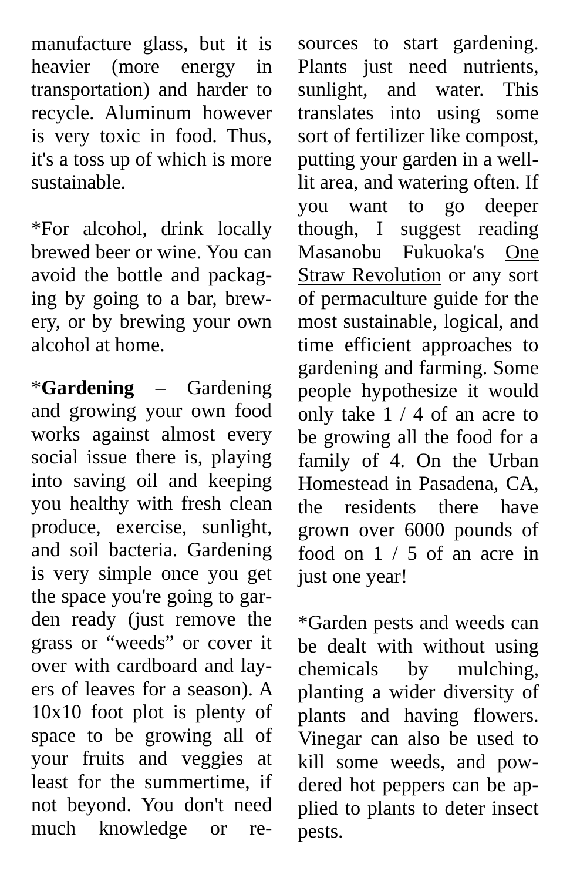manufacture glass, but it is heavier (more energy in transportation) and harder to recycle. Aluminum however is very toxic in food. Thus, it's a toss up of which is more sustainable.

*For alcohol, drink locally brewed beer or wine. You can avoid the bottle and packaging by going to a bar, brewery, or by brewing your own alcohol at home.

***Gardening** – Gardening and growing your own food works against almost every social issue there is, playing into saving oil and keeping you healthy with fresh clean produce, exercise, sunlight, and soil bacteria. Gardening is very simple once you get the space you're going to garden ready (just remove the grass or "weeds" or cover it over with cardboard and layers of leaves for a season). A 10x10 foot plot is plenty of space to be growing all of your fruits and veggies at least for the summertime, if not beyond. You don't need much knowledge or resources to start gardening. Plants just need nutrients, sunlight, and water. This translates into using some sort of fertilizer like compost, putting your garden in a well-lit area, and watering often. If you want to go deeper though, I suggest reading Masanobu Fukuoka's <u>One Straw Revolution</u> or any sort of permaculture guide for the most sustainable, logical, and time efficient approaches to gardening and farming. Some people hypothesize it would only take 1 / 4 of an acre to be growing all the food for a family of 4. On the Urban Homestead in Pasadena, CA, the residents there have grown over 6000 pounds of food on 1 / 5 of an acre in just one year!

*Garden pests and weeds can be dealt with without using chemicals by mulching, planting a wider diversity of plants and having flowers. Vinegar can also be used to kill some weeds, and powdered hot peppers can be applied to plants to deter insect pests.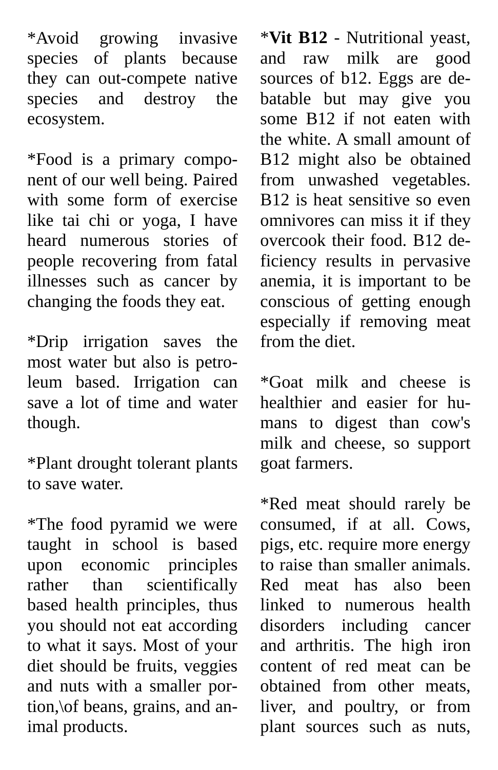*Avoid growing invasive species of plants because they can out-compete native species and destroy the ecosystem.

*Food is a primary component of our well being. Paired with some form of exercise like tai chi or yoga, I have heard numerous stories of people recovering from fatal illnesses such as cancer by changing the foods they eat.

*Drip irrigation saves the most water but also is petroleum based. Irrigation can save a lot of time and water though.

*Plant drought tolerant plants to save water.

*The food pyramid we were taught in school is based upon economic principles rather than scientifically based health principles, thus you should not eat according to what it says. Most of your diet should be fruits, veggies and nuts with a smaller portion,\of beans, grains, and animal products.

***Vit B12** - Nutritional yeast, and raw milk are good sources of b12. Eggs are debatable but may give you some B12 if not eaten with the white. A small amount of B12 might also be obtained from unwashed vegetables. B12 is heat sensitive so even omnivores can miss it if they overcook their food. B12 deficiency results in pervasive anemia, it is important to be conscious of getting enough especially if removing meat from the diet.

*Goat milk and cheese is healthier and easier for humans to digest than cow's milk and cheese, so support goat farmers.

*Red meat should rarely be consumed, if at all. Cows, pigs, etc. require more energy to raise than smaller animals. Red meat has also been linked to numerous health disorders including cancer and arthritis. The high iron content of red meat can be obtained from other meats, liver, and poultry, or from plant sources such as nuts,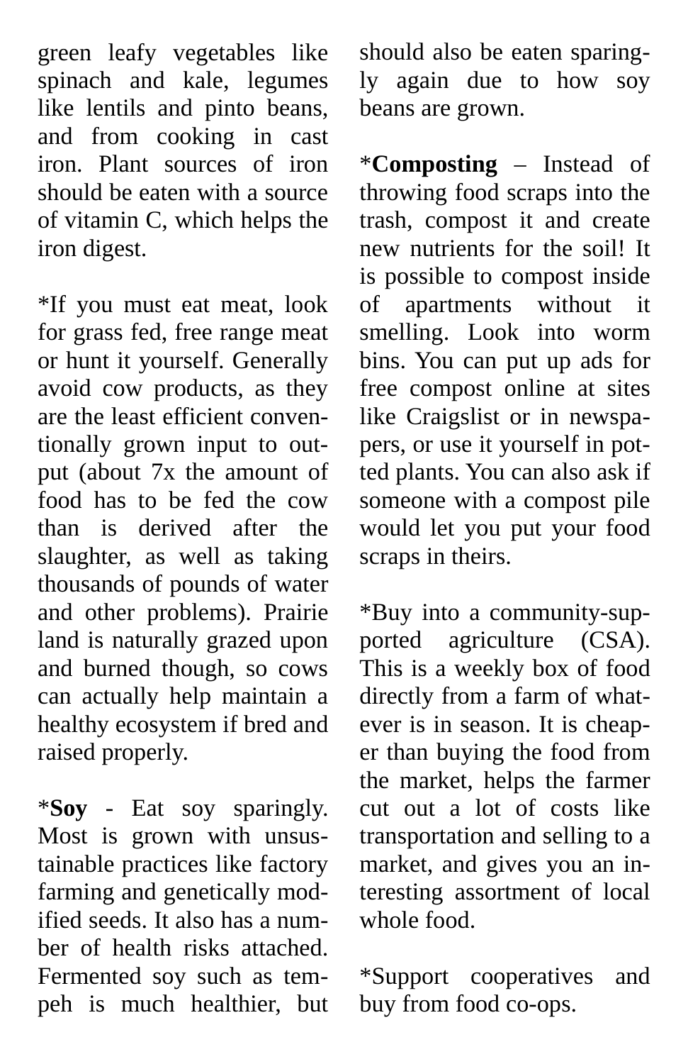green leafy vegetables like spinach and kale, legumes like lentils and pinto beans, and from cooking in cast iron. Plant sources of iron should be eaten with a source of vitamin C, which helps the iron digest.

*If you must eat meat, look for grass fed, free range meat or hunt it yourself. Generally avoid cow products, as they are the least efficient conventionally grown input to output (about 7x the amount of food has to be fed the cow than is derived after the slaughter, as well as taking thousands of pounds of water and other problems). Prairie land is naturally grazed upon and burned though, so cows can actually help maintain a healthy ecosystem if bred and raised properly.

***Soy** - Eat soy sparingly. Most is grown with unsustainable practices like factory farming and genetically modified seeds. It also has a number of health risks attached. Fermented soy such as tempeh is much healthier, but should also be eaten sparingly again due to how soy beans are grown.

***Composting** – Instead of throwing food scraps into the trash, compost it and create new nutrients for the soil! It is possible to compost inside of apartments without it smelling. Look into worm bins. You can put up ads for free compost online at sites like Craigslist or in newspapers, or use it yourself in potted plants. You can also ask if someone with a compost pile would let you put your food scraps in theirs.

*Buy into a community-supported agriculture (CSA). This is a weekly box of food directly from a farm of whatever is in season. It is cheaper than buying the food from the market, helps the farmer cut out a lot of costs like transportation and selling to a market, and gives you an interesting assortment of local whole food.

*Support cooperatives and buy from food co-ops.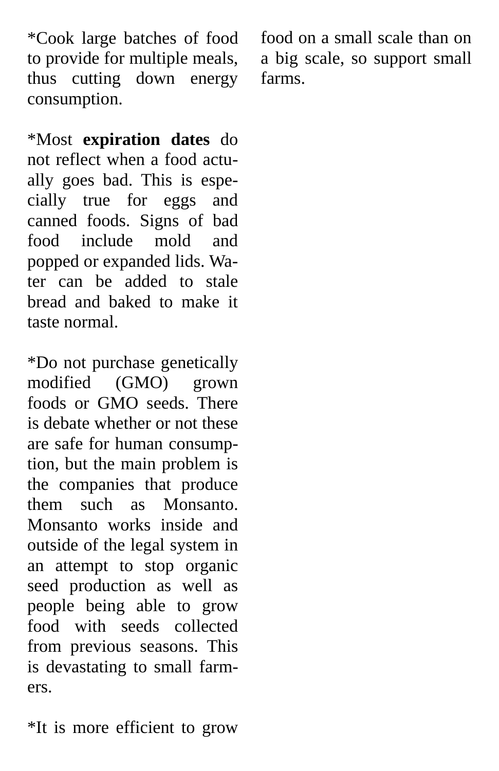*Cook large batches of food to provide for multiple meals, thus cutting down energy consumption.

*Most **expiration dates** do not reflect when a food actually goes bad. This is especially true for eggs and canned foods. Signs of bad food include mold and popped or expanded lids. Water can be added to stale bread and baked to make it taste normal.

*Do not purchase genetically modified (GMO) grown foods or GMO seeds. There is debate whether or not these are safe for human consumption, but the main problem is the companies that produce them such as Monsanto. Monsanto works inside and outside of the legal system in an attempt to stop organic seed production as well as people being able to grow food with seeds collected from previous seasons. This is devastating to small farmers.

*It is more efficient to grow food on a small scale than on a big scale, so support small farms.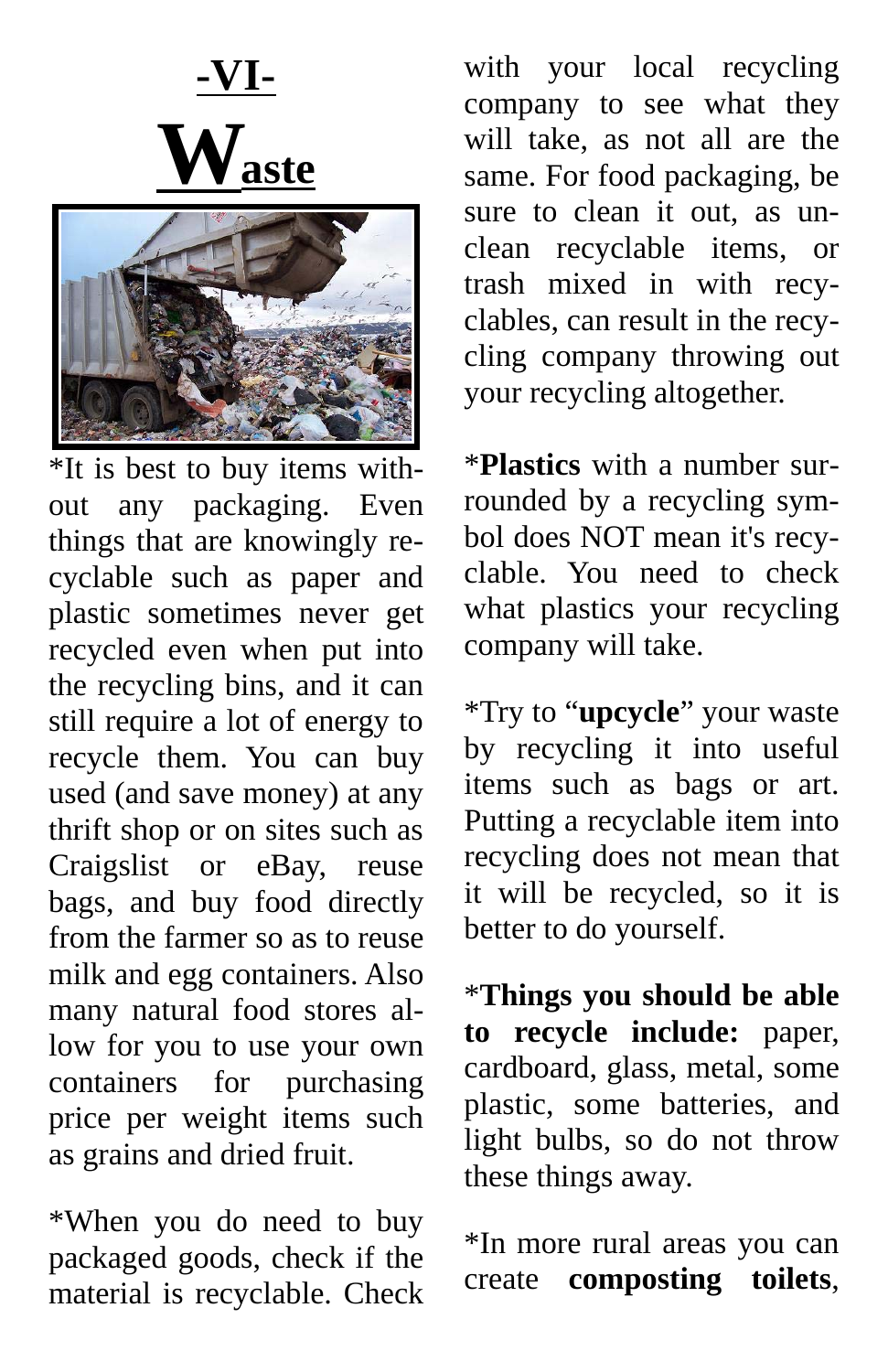# -VI-

# Waste

*It is best to buy items without any packaging. Even things that are knowingly recyclable such as paper and plastic sometimes never get recycled even when put into the recycling bins, and it can still require a lot of energy to recycle them. You can buy used (and save money) at any thrift shop or on sites such as Craigslist or eBay, reuse bags, and buy food directly from the farmer so as to reuse milk and egg containers. Also many natural food stores allow for you to use your own containers for purchasing price per weight items such as grains and dried fruit.

*When you do need to buy packaged goods, check if the material is recyclable. Check with your local recycling company to see what they will take, as not all are the same. For food packaging, be sure to clean it out, as unclean recyclable items, or trash mixed in with recyclables, can result in the recycling company throwing out your recycling altogether.

***Plastics** with a number surrounded by a recycling symbol does NOT mean it's recyclable. You need to check what plastics your recycling company will take.

*Try to "**upcycle**" your waste by recycling it into useful items such as bags or art. Putting a recyclable item into recycling does not mean that it will be recycled, so it is better to do yourself.

***Things you should be able to recycle include:** paper, cardboard, glass, metal, some plastic, some batteries, and light bulbs, so do not throw these things away.

*In more rural areas you can create **composting toilets**,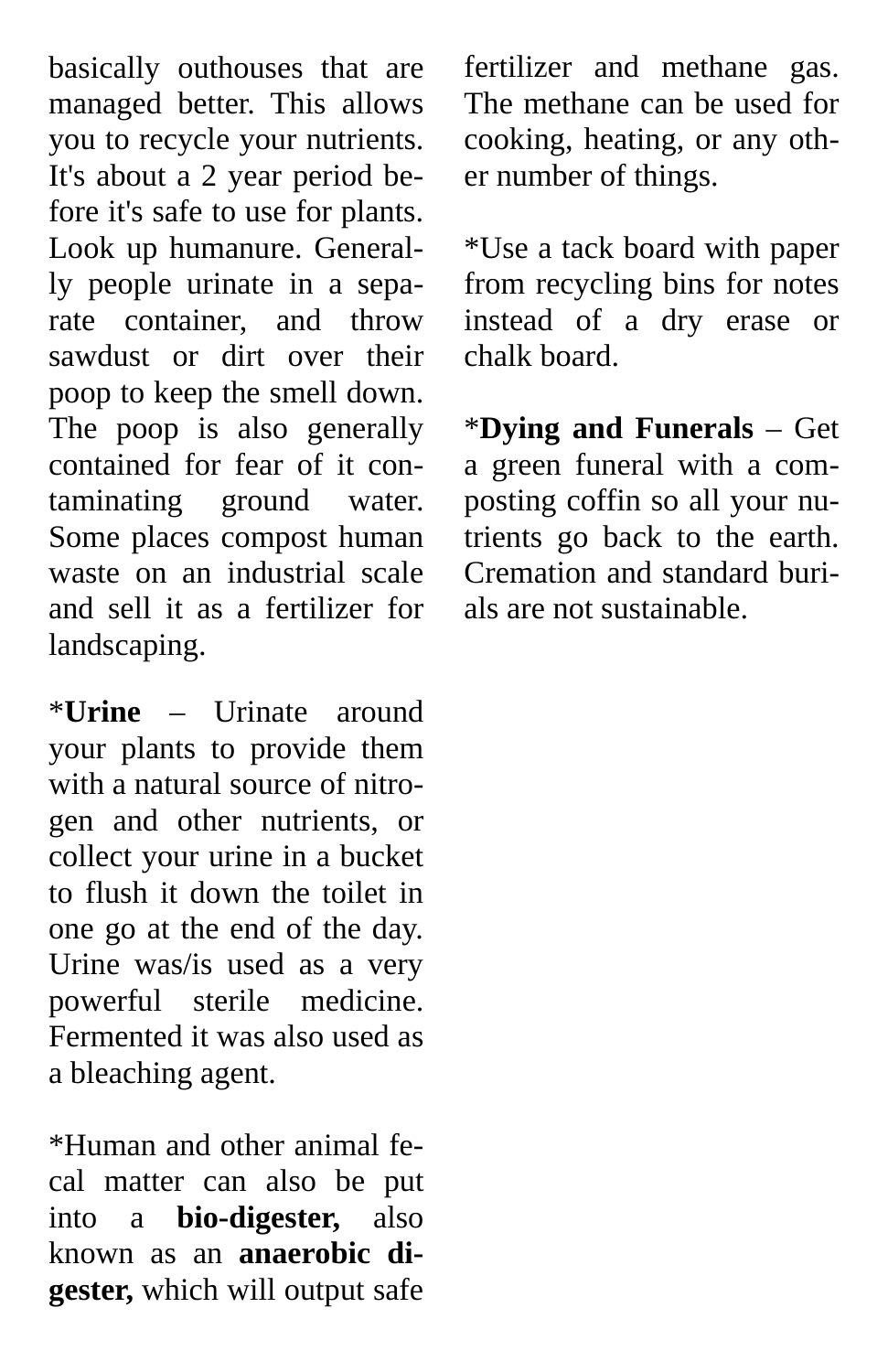basically outhouses that are managed better. This allows you to recycle your nutrients. It's about a 2 year period before it's safe to use for plants. Look up humanure. Generally people urinate in a separate container, and throw sawdust or dirt over their poop to keep the smell down. The poop is also generally contained for fear of it contaminating ground water. Some places compost human waste on an industrial scale and sell it as a fertilizer for landscaping.

***Urine** – Urinate around your plants to provide them with a natural source of nitrogen and other nutrients, or collect your urine in a bucket to flush it down the toilet in one go at the end of the day. Urine was/is used as a very powerful sterile medicine. Fermented it was also used as a bleaching agent.

*Human and other animal fecal matter can also be put into a **bio-digester,** also known as an **anaerobic digester,** which will output safe fertilizer and methane gas. The methane can be used for cooking, heating, or any other number of things.

*Use a tack board with paper from recycling bins for notes instead of a dry erase or chalk board.

***Dying and Funerals** – Get a green funeral with a composting coffin so all your nutrients go back to the earth. Cremation and standard burials are not sustainable.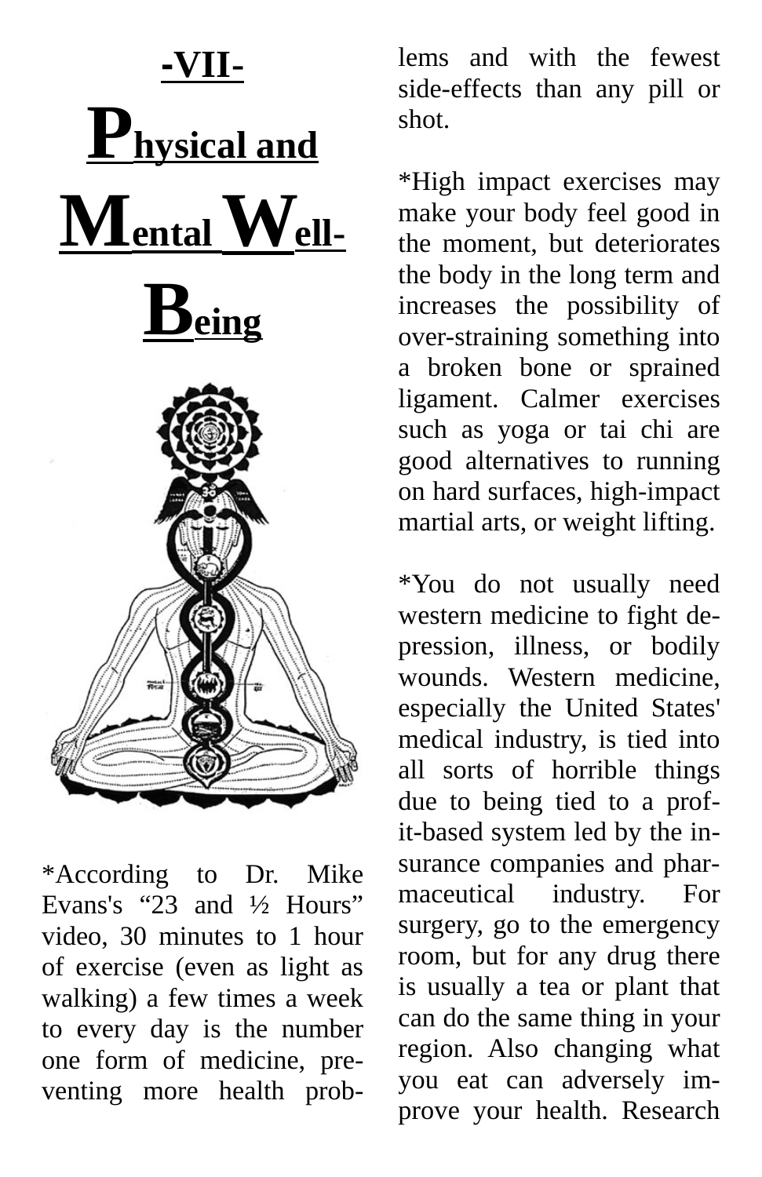# -VII- Physical and Mental Well-Being

*According to Dr. Mike Evans's “23 and ½ Hours” video, 30 minutes to 1 hour of exercise (even as light as walking) a few times a week to every day is the number one form of medicine, preventing more health problems and with the fewest side-effects than any pill or shot.

*High impact exercises may make your body feel good in the moment, but deteriorates the body in the long term and increases the possibility of over-straining something into a broken bone or sprained ligament. Calmer exercises such as yoga or tai chi are good alternatives to running on hard surfaces, high-impact martial arts, or weight lifting.

*You do not usually need western medicine to fight depression, illness, or bodily wounds. Western medicine, especially the United States' medical industry, is tied into all sorts of horrible things due to being tied to a profit-based system led by the insurance companies and pharmaceutical industry. For surgery, go to the emergency room, but for any drug there is usually a tea or plant that can do the same thing in your region. Also changing what you eat can adversely improve your health. Research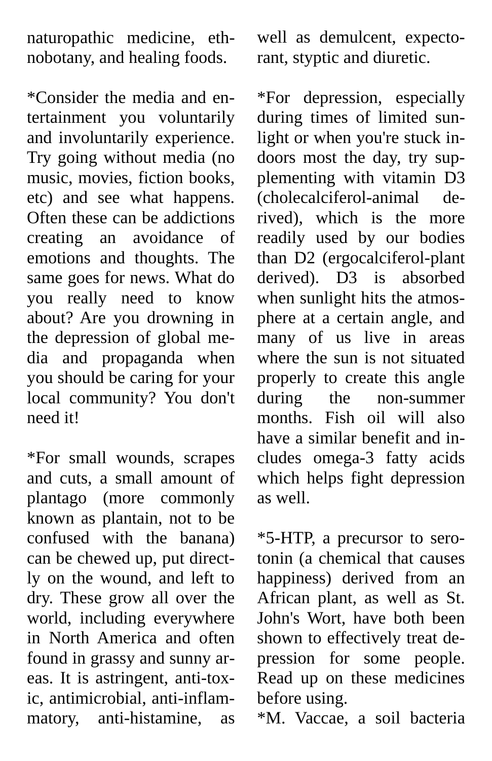naturopathic medicine, ethnobotany, and healing foods.

*Consider the media and entertainment you voluntarily and involuntarily experience. Try going without media (no music, movies, fiction books, etc) and see what happens. Often these can be addictions creating an avoidance of emotions and thoughts. The same goes for news. What do you really need to know about? Are you drowning in the depression of global media and propaganda when you should be caring for your local community? You don't need it!

*For small wounds, scrapes and cuts, a small amount of plantago (more commonly known as plantain, not to be confused with the banana) can be chewed up, put directly on the wound, and left to dry. These grow all over the world, including everywhere in North America and often found in grassy and sunny areas. It is astringent, anti-toxic, antimicrobial, anti-inflammatory, anti-histamine, as well as demulcent, expectorant, styptic and diuretic.

*For depression, especially during times of limited sunlight or when you're stuck indoors most the day, try supplementing with vitamin D3 (cholecalciferol-animal derived), which is the more readily used by our bodies than D2 (ergocalciferol-plant derived). D3 is absorbed when sunlight hits the atmosphere at a certain angle, and many of us live in areas where the sun is not situated properly to create this angle during the non-summer months. Fish oil will also have a similar benefit and includes omega-3 fatty acids which helps fight depression as well.

*5-HTP, a precursor to serotonin (a chemical that causes happiness) derived from an African plant, as well as St. John's Wort, have both been shown to effectively treat depression for some people. Read up on these medicines before using.

*M. Vaccae, a soil bacteria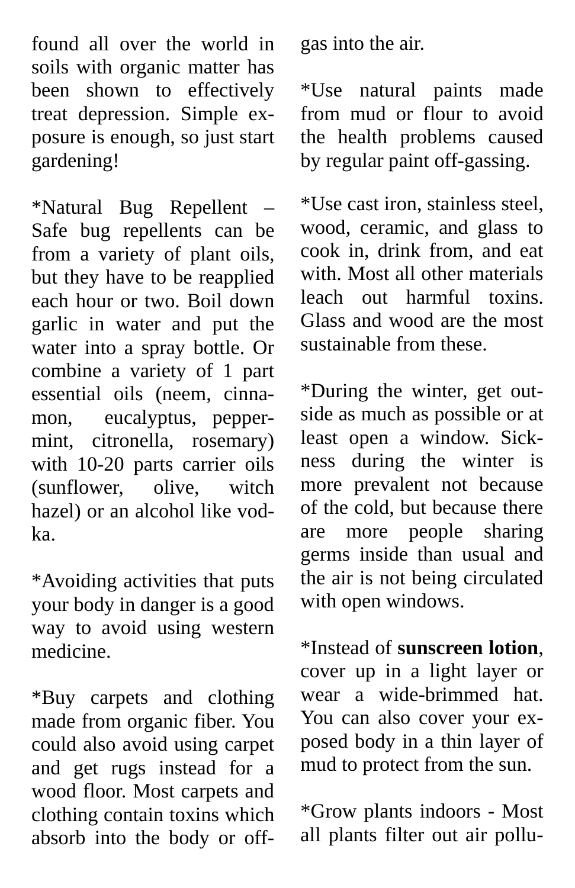found all over the world in soils with organic matter has been shown to effectively treat depression. Simple exposure is enough, so just start gardening!

*Natural Bug Repellent – Safe bug repellents can be from a variety of plant oils, but they have to be reapplied each hour or two. Boil down garlic in water and put the water into a spray bottle. Or combine a variety of 1 part essential oils (neem, cinnamon, eucalyptus, peppermint, citronella, rosemary) with 10-20 parts carrier oils (sunflower, olive, witch hazel) or an alcohol like vodka.

*Avoiding activities that puts your body in danger is a good way to avoid using western medicine.

*Buy carpets and clothing made from organic fiber. You could also avoid using carpet and get rugs instead for a wood floor. Most carpets and clothing contain toxins which absorb into the body or off-gas into the air.

*Use natural paints made from mud or flour to avoid the health problems caused by regular paint off-gassing.

*Use cast iron, stainless steel, wood, ceramic, and glass to cook in, drink from, and eat with. Most all other materials leach out harmful toxins. Glass and wood are the most sustainable from these.

*During the winter, get outside as much as possible or at least open a window. Sickness during the winter is more prevalent not because of the cold, but because there are more people sharing germs inside than usual and the air is not being circulated with open windows.

*Instead of **sunscreen lotion**, cover up in a light layer or wear a wide-brimmed hat. You can also cover your exposed body in a thin layer of mud to protect from the sun.

*Grow plants indoors - Most all plants filter out air pollu-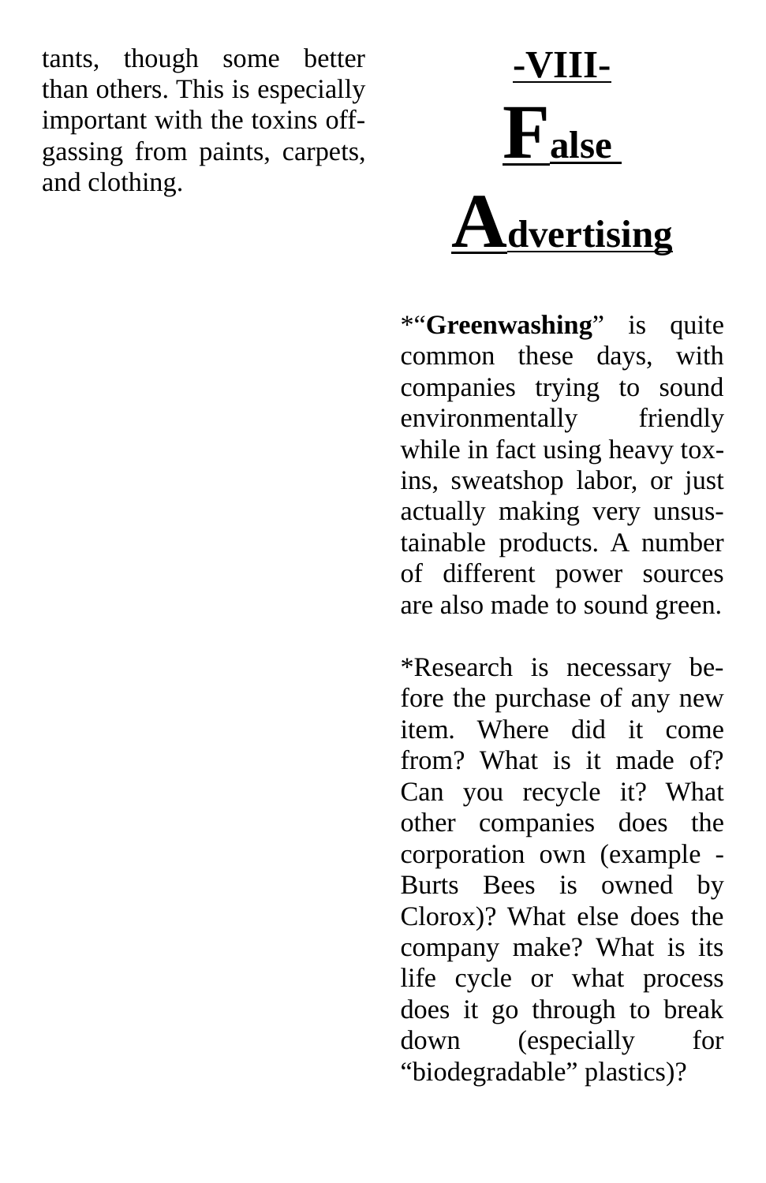tants, though some better than others. This is especially important with the toxins off-gassing from paints, carpets, and clothing.

## -VIII- False Advertising

*"**Greenwashing**" is quite common these days, with companies trying to sound environmentally friendly while in fact using heavy toxins, sweatshop labor, or just actually making very unsustainable products. A number of different power sources are also made to sound green.

*Research is necessary before the purchase of any new item. Where did it come from? What is it made of? Can you recycle it? What other companies does the corporation own (example - Burts Bees is owned by Clorox)? What else does the company make? What is its life cycle or what process does it go through to break down (especially for "biodegradable" plastics)?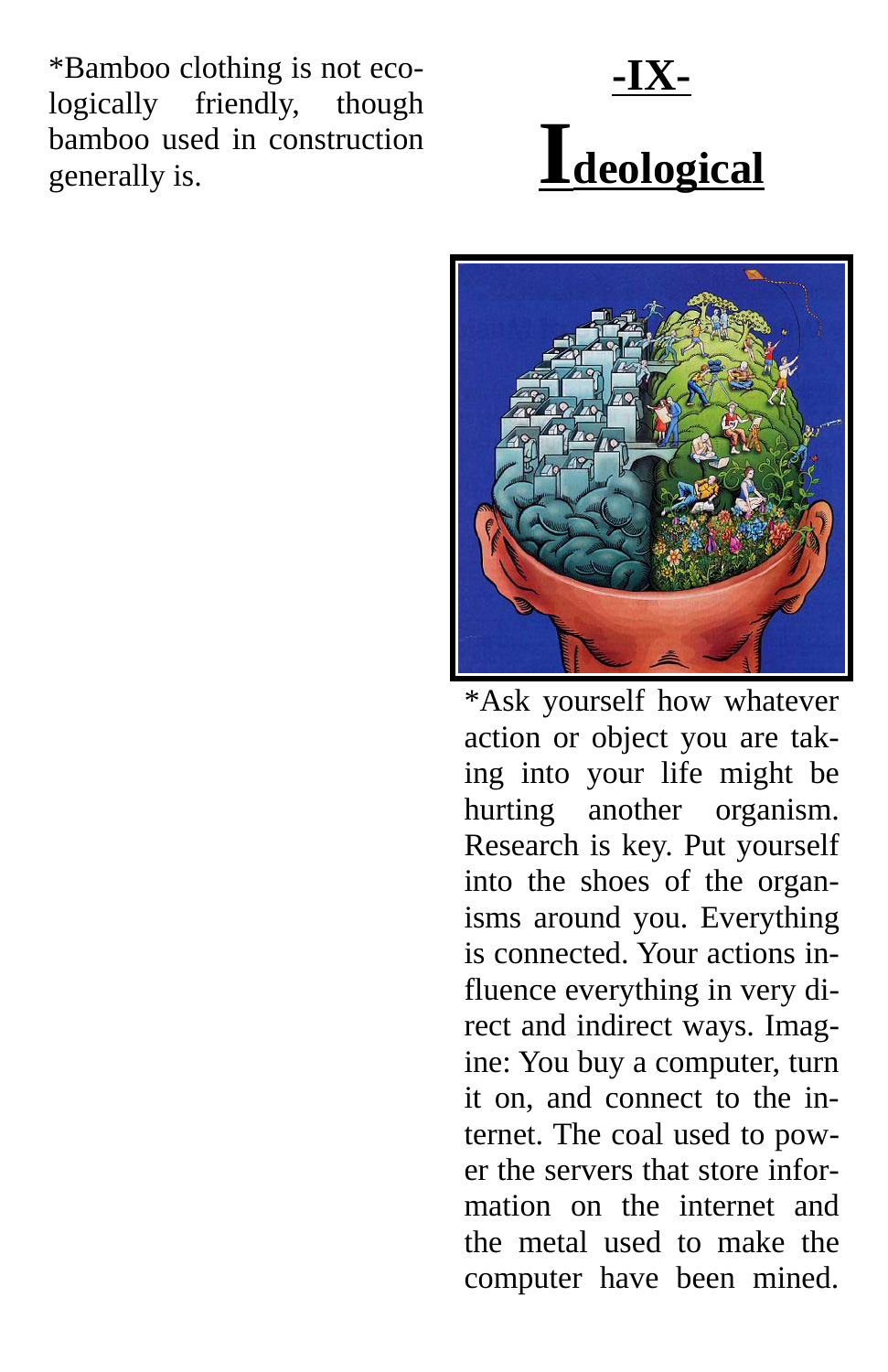*Bamboo clothing is not ecologically friendly, though bamboo used in construction generally is.

# -IX-

# Ideological

*Ask yourself how whatever action or object you are taking into your life might be hurting another organism. Research is key. Put yourself into the shoes of the organisms around you. Everything is connected. Your actions influence everything in very direct and indirect ways. Imagine: You buy a computer, turn it on, and connect to the internet. The coal used to power the servers that store information on the internet and the metal used to make the computer have been mined.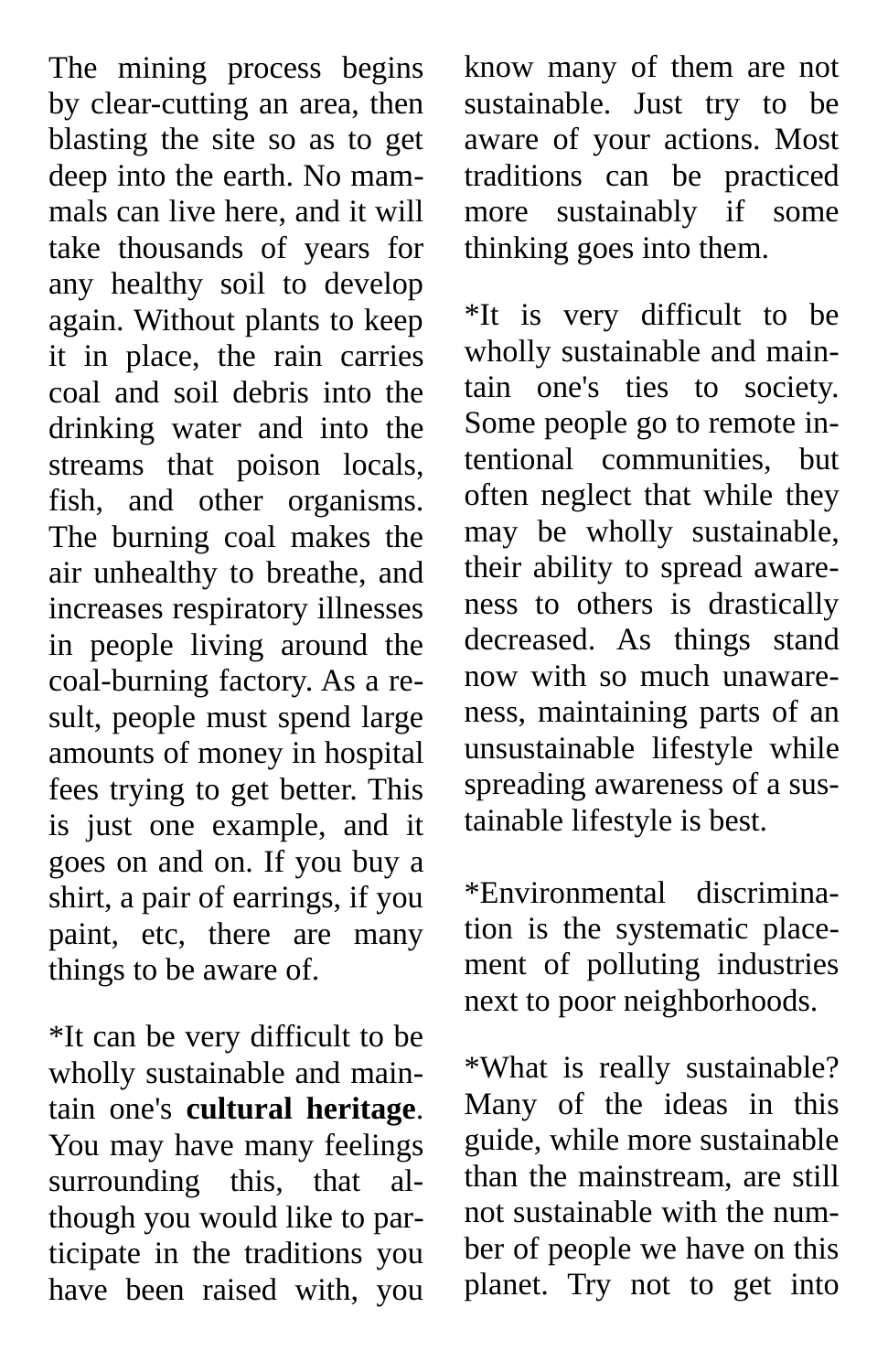The mining process begins by clear-cutting an area, then blasting the site so as to get deep into the earth. No mammals can live here, and it will take thousands of years for any healthy soil to develop again. Without plants to keep it in place, the rain carries coal and soil debris into the drinking water and into the streams that poison locals, fish, and other organisms. The burning coal makes the air unhealthy to breathe, and increases respiratory illnesses in people living around the coal-burning factory. As a result, people must spend large amounts of money in hospital fees trying to get better. This is just one example, and it goes on and on. If you buy a shirt, a pair of earrings, if you paint, etc, there are many things to be aware of.

*It can be very difficult to be wholly sustainable and maintain one's **cultural heritage**. You may have many feelings surrounding this, that although you would like to participate in the traditions you have been raised with, you know many of them are not sustainable. Just try to be aware of your actions. Most traditions can be practiced more sustainably if some thinking goes into them.

*It is very difficult to be wholly sustainable and maintain one's ties to society. Some people go to remote intentional communities, but often neglect that while they may be wholly sustainable, their ability to spread awareness to others is drastically decreased. As things stand now with so much unawareness, maintaining parts of an unsustainable lifestyle while spreading awareness of a sustainable lifestyle is best.

*Environmental discrimination is the systematic placement of polluting industries next to poor neighborhoods.

*What is really sustainable? Many of the ideas in this guide, while more sustainable than the mainstream, are still not sustainable with the number of people we have on this planet. Try not to get into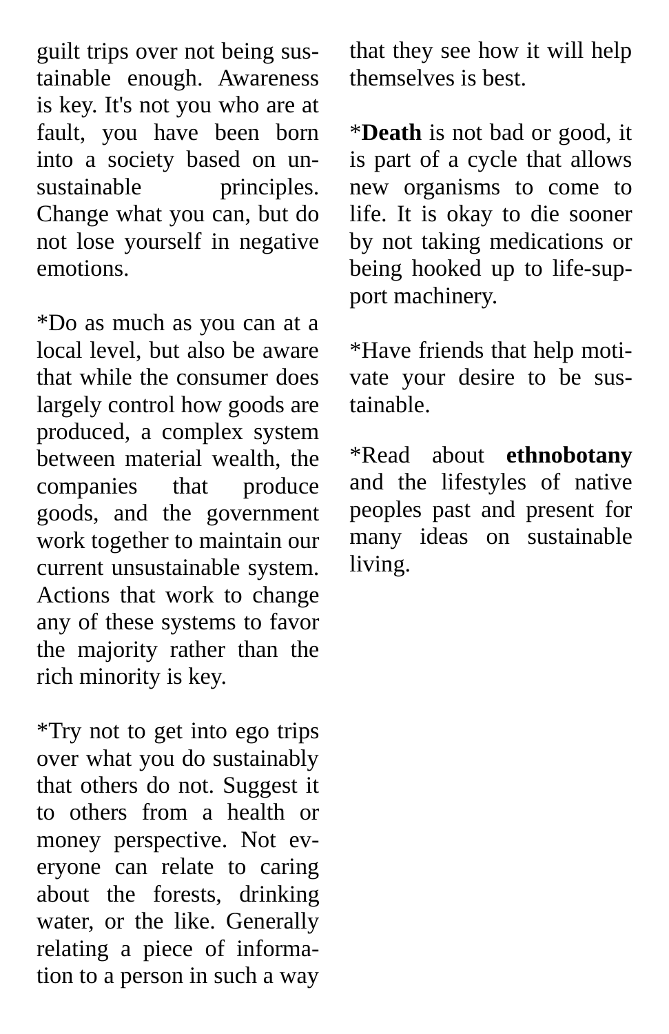guilt trips over not being sustainable enough. Awareness is key. It's not you who are at fault, you have been born into a society based on unsustainable principles. Change what you can, but do not lose yourself in negative emotions.

*Do as much as you can at a local level, but also be aware that while the consumer does largely control how goods are produced, a complex system between material wealth, the companies that produce goods, and the government work together to maintain our current unsustainable system. Actions that work to change any of these systems to favor the majority rather than the rich minority is key.

*Try not to get into ego trips over what you do sustainably that others do not. Suggest it to others from a health or money perspective. Not everyone can relate to caring about the forests, drinking water, or the like. Generally relating a piece of information to a person in such a way that they see how it will help themselves is best.

***Death** is not bad or good, it is part of a cycle that allows new organisms to come to life. It is okay to die sooner by not taking medications or being hooked up to life-support machinery.

*Have friends that help motivate your desire to be sustainable.

*Read about **ethnobotany** and the lifestyles of native peoples past and present for many ideas on sustainable living.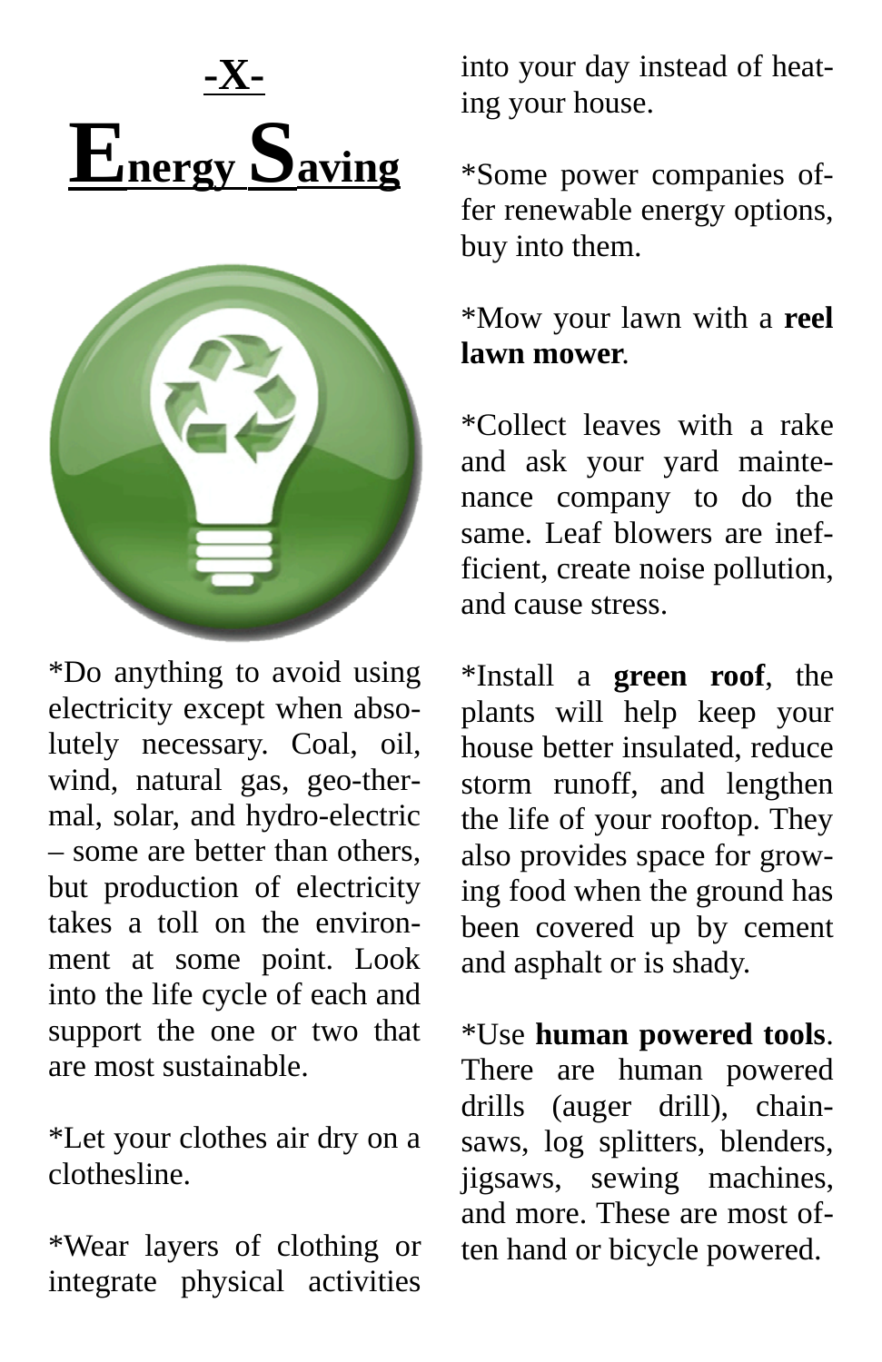# -X-

# Energy Saving

*Do anything to avoid using electricity except when absolutely necessary. Coal, oil, wind, natural gas, geo-thermal, solar, and hydro-electric – some are better than others, but production of electricity takes a toll on the environment at some point. Look into the life cycle of each and support the one or two that are most sustainable.

*Let your clothes air dry on a clothesline.

*Wear layers of clothing or integrate physical activities into your day instead of heating your house.

*Some power companies offer renewable energy options, buy into them.

*Mow your lawn with a **reel lawn mower**.

*Collect leaves with a rake and ask your yard maintenance company to do the same. Leaf blowers are inefficient, create noise pollution, and cause stress.

*Install a **green roof**, the plants will help keep your house better insulated, reduce storm runoff, and lengthen the life of your rooftop. They also provides space for growing food when the ground has been covered up by cement and asphalt or is shady.

*Use **human powered tools**. There are human powered drills (auger drill), chainsaws, log splitters, blenders, jigsaws, sewing machines, and more. These are most often hand or bicycle powered.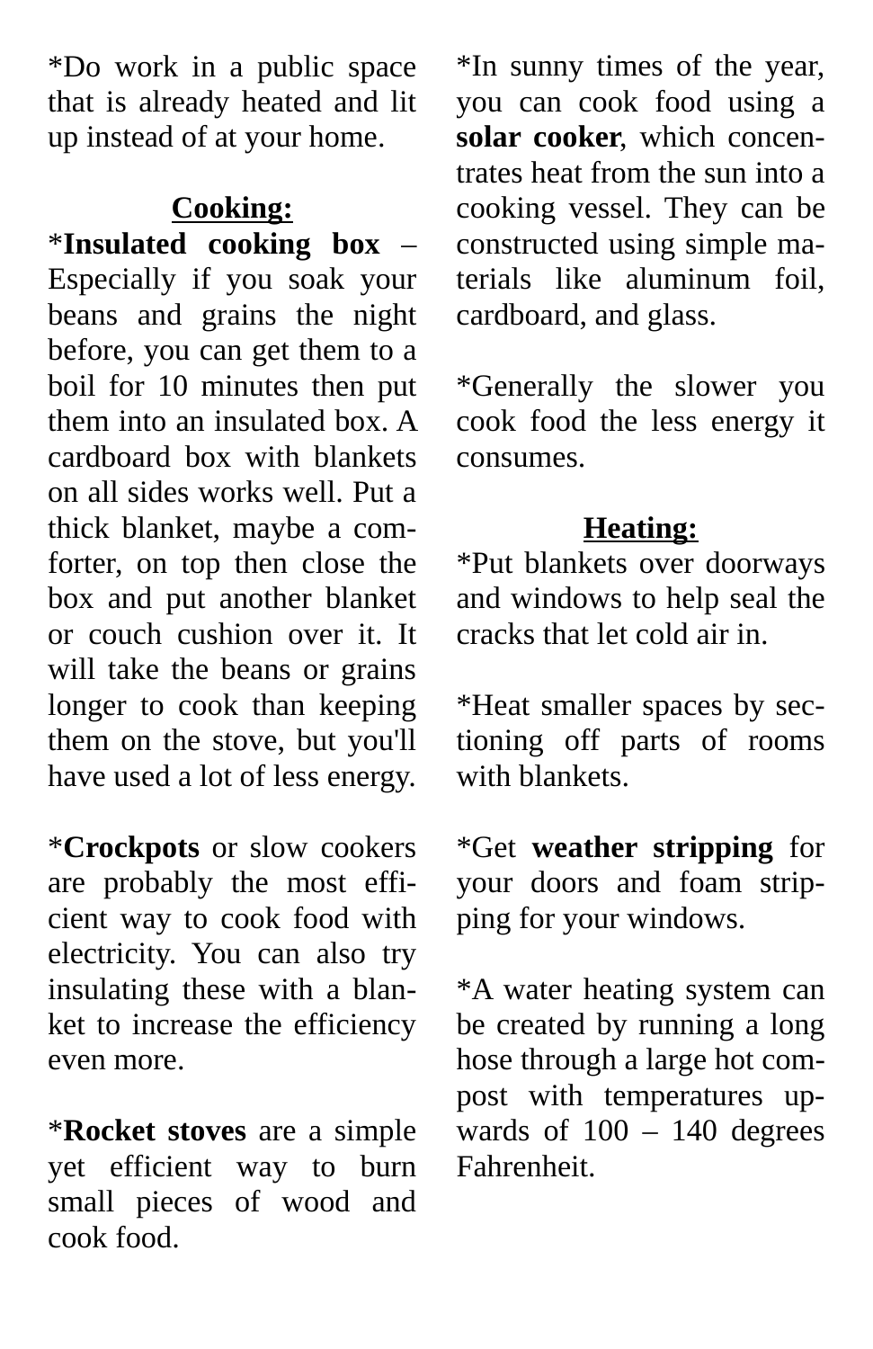*Do work in a public space that is already heated and lit up instead of at your home.

## Cooking:

***Insulated cooking box** – Especially if you soak your beans and grains the night before, you can get them to a boil for 10 minutes then put them into an insulated box. A cardboard box with blankets on all sides works well. Put a thick blanket, maybe a comforter, on top then close the box and put another blanket or couch cushion over it. It will take the beans or grains longer to cook than keeping them on the stove, but you'll have used a lot of less energy.

***Crockpots** or slow cookers are probably the most efficient way to cook food with electricity. You can also try insulating these with a blanket to increase the efficiency even more.

***Rocket stoves** are a simple yet efficient way to burn small pieces of wood and cook food.

*In sunny times of the year, you can cook food using a **solar cooker**, which concentrates heat from the sun into a cooking vessel. They can be constructed using simple materials like aluminum foil, cardboard, and glass.

*Generally the slower you cook food the less energy it consumes.

## Heating:

*Put blankets over doorways and windows to help seal the cracks that let cold air in.

*Heat smaller spaces by sectioning off parts of rooms with blankets.

*Get **weather stripping** for your doors and foam stripping for your windows.

*A water heating system can be created by running a long hose through a large hot compost with temperatures upwards of 100 – 140 degrees Fahrenheit.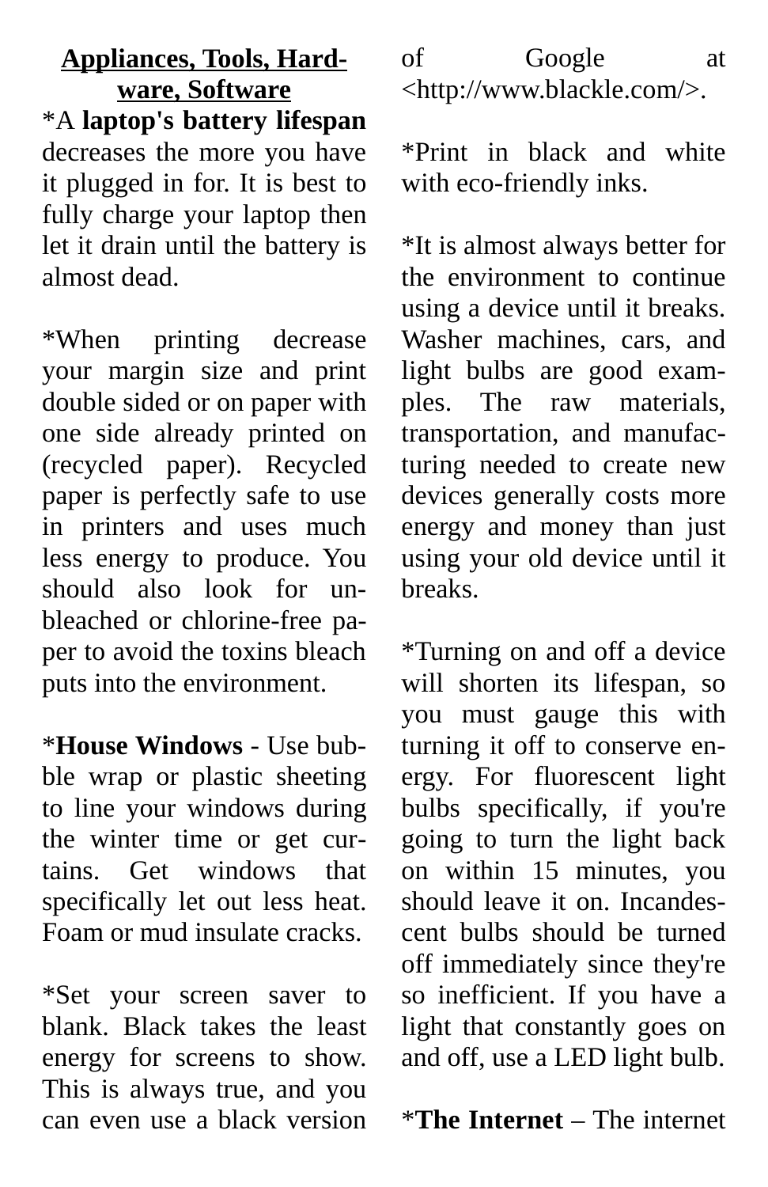**<u>Appliances, Tools, Hardware, Software</u>**

*A **laptop's battery lifespan** decreases the more you have it plugged in for. It is best to fully charge your laptop then let it drain until the battery is almost dead.

*When printing decrease your margin size and print double sided or on paper with one side already printed on (recycled paper). Recycled paper is perfectly safe to use in printers and uses much less energy to produce. You should also look for unbleached or chlorine-free paper to avoid the toxins bleach puts into the environment.

***House Windows** - Use bubble wrap or plastic sheeting to line your windows during the winter time or get curtains. Get windows that specifically let out less heat. Foam or mud insulate cracks.

*Set your screen saver to blank. Black takes the least energy for screens to show. This is always true, and you can even use a black version of Google at <http://www.blackle.com/>.

*Print in black and white with eco-friendly inks.

*It is almost always better for the environment to continue using a device until it breaks. Washer machines, cars, and light bulbs are good examples. The raw materials, transportation, and manufacturing needed to create new devices generally costs more energy and money than just using your old device until it breaks.

*Turning on and off a device will shorten its lifespan, so you must gauge this with turning it off to conserve energy. For fluorescent light bulbs specifically, if you're going to turn the light back on within 15 minutes, you should leave it on. Incandescent bulbs should be turned off immediately since they're so inefficient. If you have a light that constantly goes on and off, use a LED light bulb.

***The Internet** – The internet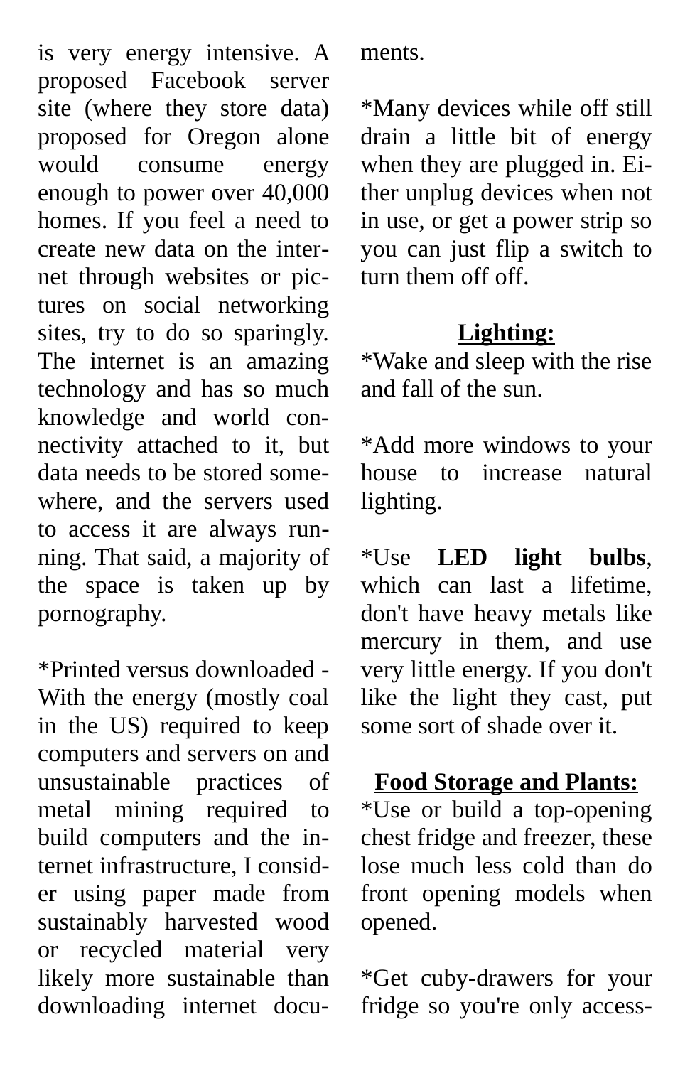is very energy intensive. A proposed Facebook server site (where they store data) proposed for Oregon alone would consume energy enough to power over 40,000 homes. If you feel a need to create new data on the internet through websites or pictures on social networking sites, try to do so sparingly. The internet is an amazing technology and has so much knowledge and world connectivity attached to it, but data needs to be stored somewhere, and the servers used to access it are always running. That said, a majority of the space is taken up by pornography.

*Printed versus downloaded - With the energy (mostly coal in the US) required to keep computers and servers on and unsustainable practices of metal mining required to build computers and the internet infrastructure, I consider using paper made from sustainably harvested wood or recycled material very likely more sustainable than downloading internet documents.

*Many devices while off still drain a little bit of energy when they are plugged in. Either unplug devices when not in use, or get a power strip so you can just flip a switch to turn them off off.

**Lighting:**

*Wake and sleep with the rise and fall of the sun.

*Add more windows to your house to increase natural lighting.

*Use **LED light bulbs**, which can last a lifetime, don't have heavy metals like mercury in them, and use very little energy. If you don't like the light they cast, put some sort of shade over it.

**Food Storage and Plants:**

*Use or build a top-opening chest fridge and freezer, these lose much less cold than do front opening models when opened.

*Get cuby-drawers for your fridge so you're only access-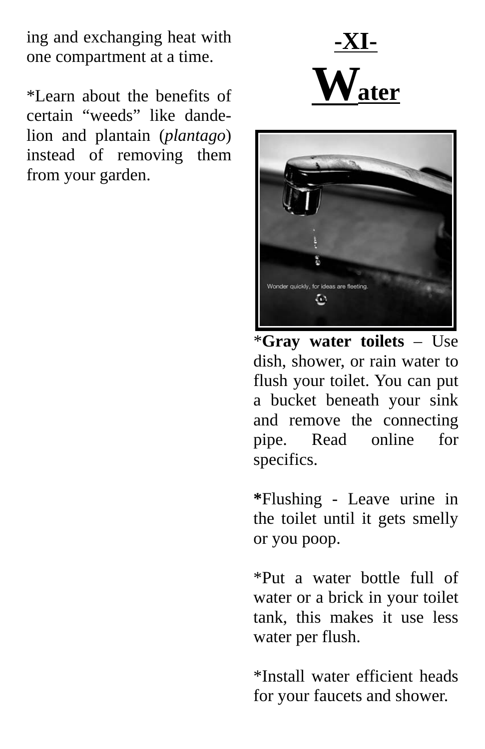ing and exchanging heat with one compartment at a time.

*Learn about the benefits of certain “weeds” like dandelion and plantain (*plantago*) instead of removing them from your garden.

# -XI-
# Water

*__Gray water toilets__ – Use dish, shower, or rain water to flush your toilet. You can put a bucket beneath your sink and remove the connecting pipe. Read online for specifics.

**\***Flushing - Leave urine in the toilet until it gets smelly or you poop.

*Put a water bottle full of water or a brick in your toilet tank, this makes it use less water per flush.

*Install water efficient heads for your faucets and shower.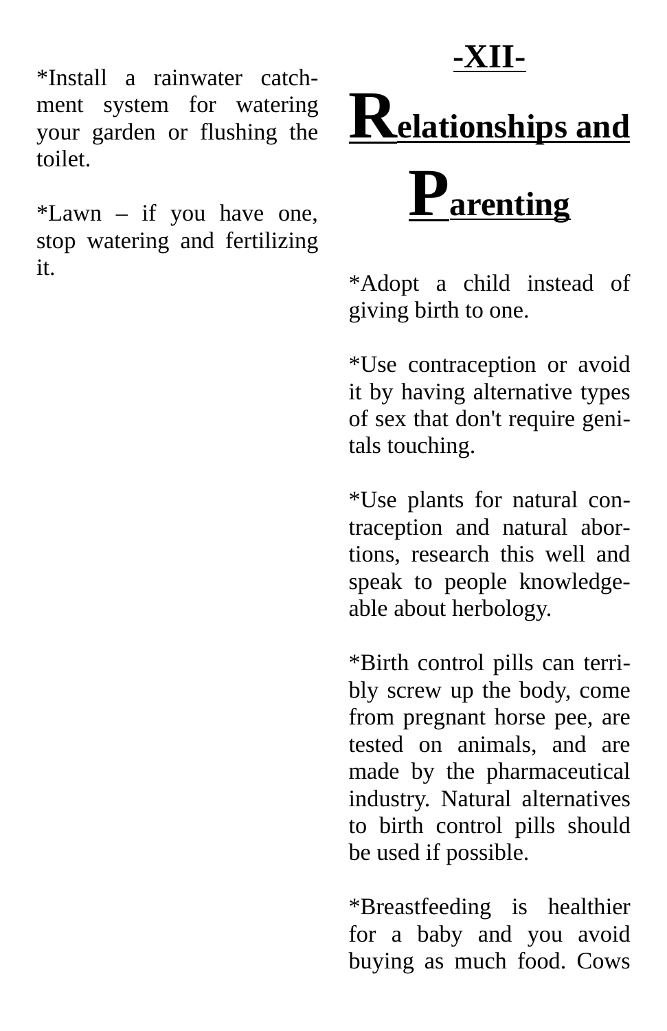*Install a rainwater catchment system for watering your garden or flushing the toilet.

*Lawn – if you have one, stop watering and fertilizing it.

## -XII-

# Relationships and Parenting

*Adopt a child instead of giving birth to one.

*Use contraception or avoid it by having alternative types of sex that don't require genitals touching.

*Use plants for natural contraception and natural abortions, research this well and speak to people knowledgeable about herbology.

*Birth control pills can terribly screw up the body, come from pregnant horse pee, are tested on animals, and are made by the pharmaceutical industry. Natural alternatives to birth control pills should be used if possible.

*Breastfeeding is healthier for a baby and you avoid buying as much food. Cows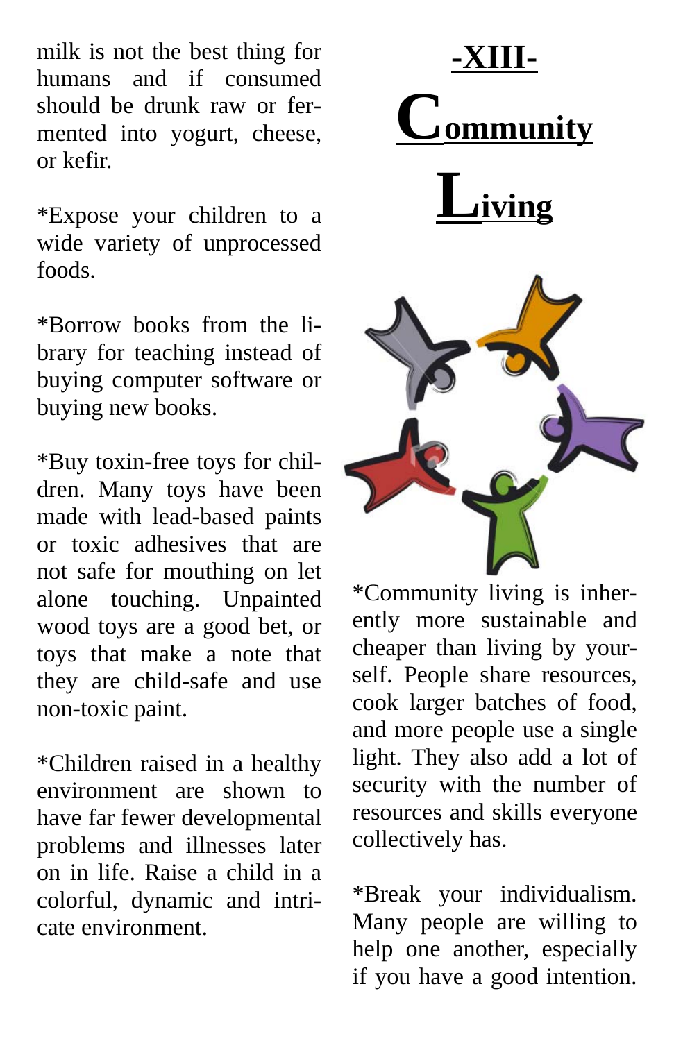milk is not the best thing for humans and if consumed should be drunk raw or fermented into yogurt, cheese, or kefir.

*Expose your children to a wide variety of unprocessed foods.

*Borrow books from the library for teaching instead of buying computer software or buying new books.

*Buy toxin-free toys for children. Many toys have been made with lead-based paints or toxic adhesives that are not safe for mouthing on let alone touching. Unpainted wood toys are a good bet, or toys that make a note that they are child-safe and use non-toxic paint.

*Children raised in a healthy environment are shown to have far fewer developmental problems and illnesses later on in life. Raise a child in a colorful, dynamic and intricate environment.

# -XIII-

# Community Living

*Community living is inherently more sustainable and cheaper than living by yourself. People share resources, cook larger batches of food, and more people use a single light. They also add a lot of security with the number of resources and skills everyone collectively has.

*Break your individualism. Many people are willing to help one another, especially if you have a good intention.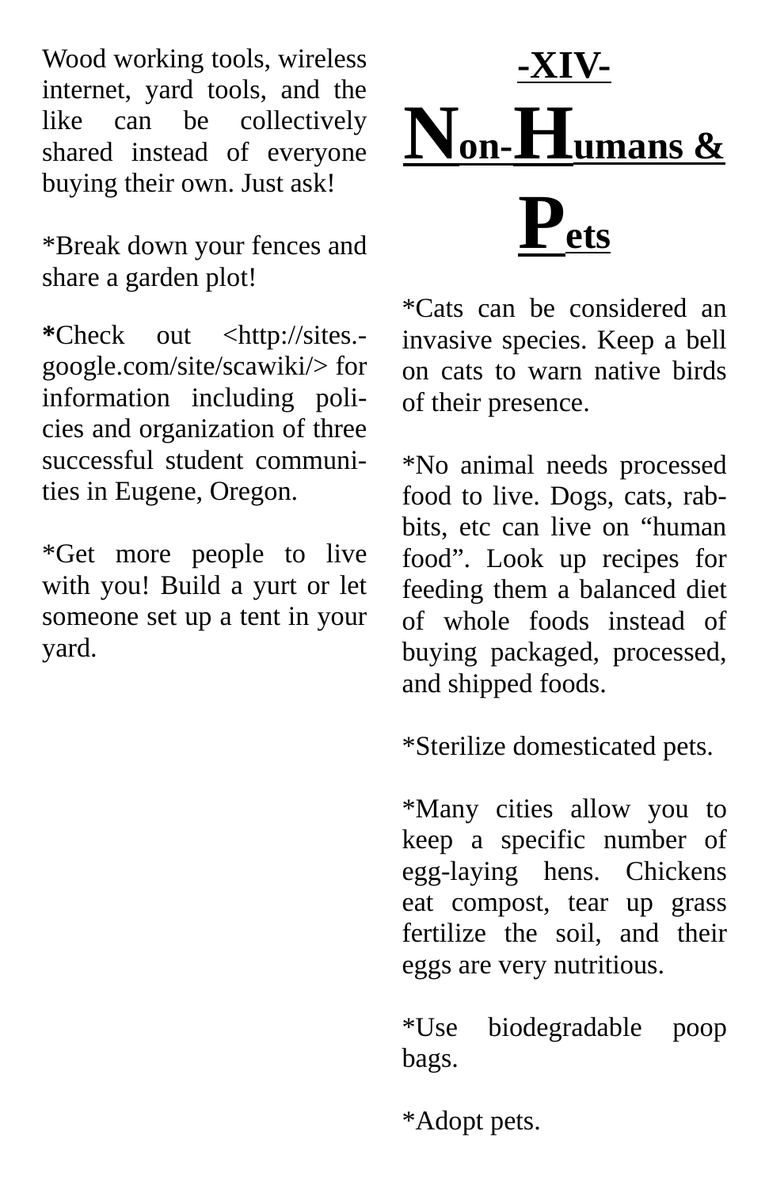Wood working tools, wireless internet, yard tools, and the like can be collectively shared instead of everyone buying their own. Just ask!

*Break down your fences and share a garden plot!

**\***Check out <http://sites.-google.com/site/scawiki/> for information including policies and organization of three successful student communities in Eugene, Oregon.

*Get more people to live with you! Build a yurt or let someone set up a tent in your yard.

# -XIV- Non-Humans & Pets

*Cats can be considered an invasive species. Keep a bell on cats to warn native birds of their presence.

*No animal needs processed food to live. Dogs, cats, rabbits, etc can live on “human food”. Look up recipes for feeding them a balanced diet of whole foods instead of buying packaged, processed, and shipped foods.

*Sterilize domesticated pets.

*Many cities allow you to keep a specific number of egg-laying hens. Chickens eat compost, tear up grass fertilize the soil, and their eggs are very nutritious.

*Use biodegradable poop bags.

*Adopt pets.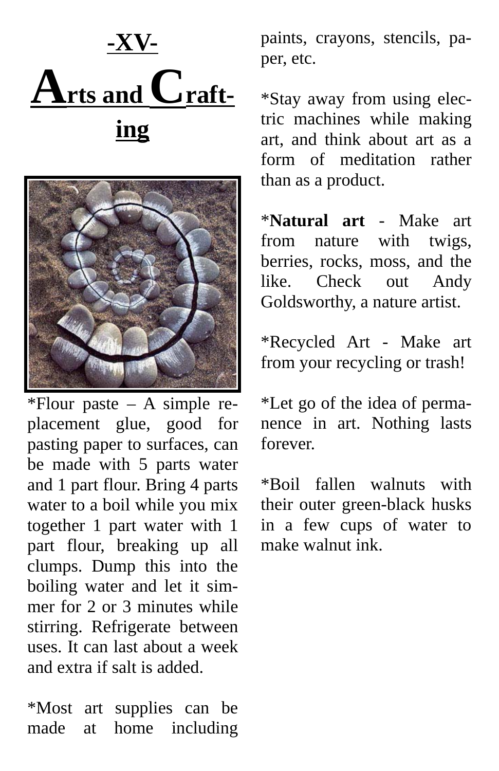# -XV-
# Arts and Crafting

*Flour paste – A simple replacement glue, good for pasting paper to surfaces, can be made with 5 parts water and 1 part flour. Bring 4 parts water to a boil while you mix together 1 part water with 1 part flour, breaking up all clumps. Dump this into the boiling water and let it simmer for 2 or 3 minutes while stirring. Refrigerate between uses. It can last about a week and extra if salt is added.

*Most art supplies can be made at home including paints, crayons, stencils, paper, etc.

*Stay away from using electric machines while making art, and think about art as a form of meditation rather than as a product.

***Natural art** - Make art from nature with twigs, berries, rocks, moss, and the like. Check out Andy Goldsworthy, a nature artist.

*Recycled Art - Make art from your recycling or trash!

*Let go of the idea of permanence in art. Nothing lasts forever.

*Boil fallen walnuts with their outer green-black husks in a few cups of water to make walnut ink.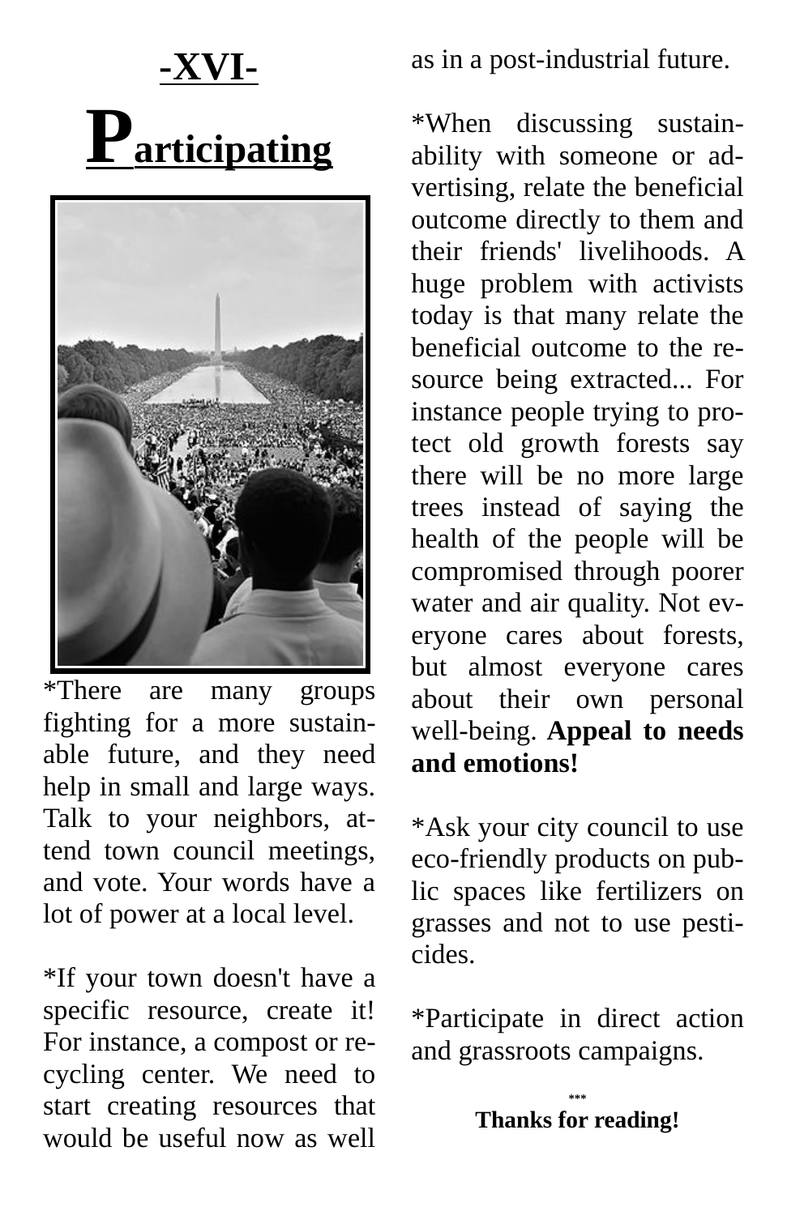# -XVI-

# Participating

*There are many groups fighting for a more sustainable future, and they need help in small and large ways. Talk to your neighbors, attend town council meetings, and vote. Your words have a lot of power at a local level.

*If your town doesn't have a specific resource, create it! For instance, a compost or recycling center. We need to start creating resources that would be useful now as well as in a post-industrial future.

*When discussing sustainability with someone or advertising, relate the beneficial outcome directly to them and their friends' livelihoods. A huge problem with activists today is that many relate the beneficial outcome to the resource being extracted... For instance people trying to protect old growth forests say there will be no more large trees instead of saying the health of the people will be compromised through poorer water and air quality. Not everyone cares about forests, but almost everyone cares about their own personal well-being. **Appeal to needs and emotions!**

*Ask your city council to use eco-friendly products on public spaces like fertilizers on grasses and not to use pesticides.

*Participate in direct action and grassroots campaigns.

***

**Thanks for reading!**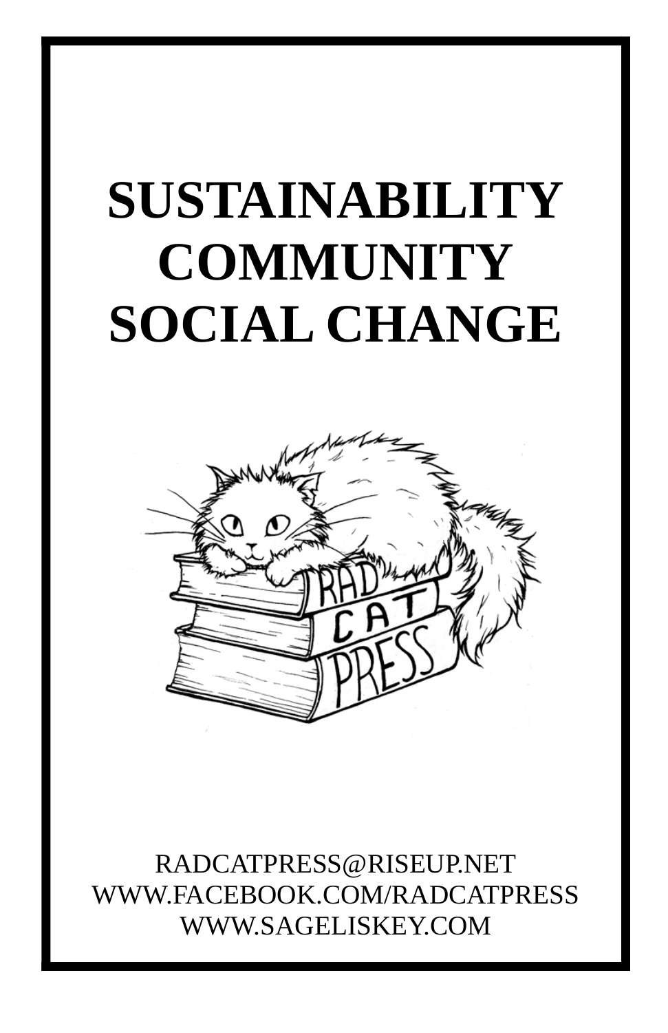# SUSTAINABILITY COMMUNITY SOCIAL CHANGE

RADCATPRESS@RISEUP.NET
WWW.FACEBOOK.COM/RADCATPRESS
WWW.SAGELISKEY.COM